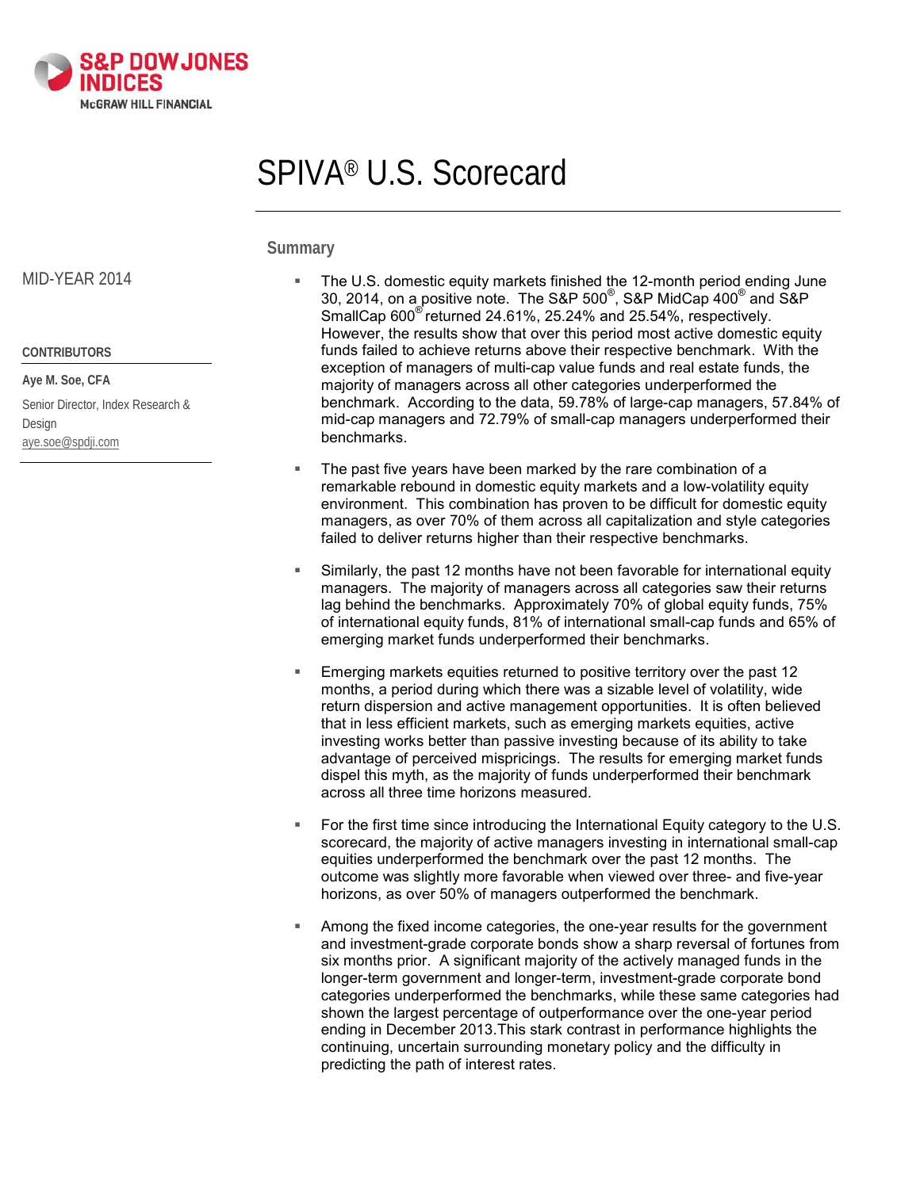S&P DOW JONES INDICES

McGRAW HILL FINANCIAL

# SPIVA® U.S. Scorecard

MID-YEAR 2014

**CONTRIBUTORS**

**Aye M. Soe, CFA**

Senior Director, Index Research & Design

aye.soe@spdji.com

## Summary

- The U.S. domestic equity markets finished the 12-month period ending June 30, 2014, on a positive note. The S&P 500®, S&P MidCap 400® and S&P SmallCap 600® returned 24.61%, 25.24% and 25.54%, respectively. However, the results show that over this period most active domestic equity funds failed to achieve returns above their respective benchmark. With the exception of managers of multi-cap value funds and real estate funds, the majority of managers across all other categories underperformed the benchmark. According to the data, 59.78% of large-cap managers, 57.84% of mid-cap managers and 72.79% of small-cap managers underperformed their benchmarks.

- The past five years have been marked by the rare combination of a remarkable rebound in domestic equity markets and a low-volatility equity environment. This combination has proven to be difficult for domestic equity managers, as over 70% of them across all capitalization and style categories failed to deliver returns higher than their respective benchmarks.

- Similarly, the past 12 months have not been favorable for international equity managers. The majority of managers across all categories saw their returns lag behind the benchmarks. Approximately 70% of global equity funds, 75% of international equity funds, 81% of international small-cap funds and 65% of emerging market funds underperformed their benchmarks.

- Emerging markets equities returned to positive territory over the past 12 months, a period during which there was a sizable level of volatility, wide return dispersion and active management opportunities. It is often believed that in less efficient markets, such as emerging markets equities, active investing works better than passive investing because of its ability to take advantage of perceived mispricings. The results for emerging market funds dispel this myth, as the majority of funds underperformed their benchmark across all three time horizons measured.

- For the first time since introducing the International Equity category to the U.S. scorecard, the majority of active managers investing in international small-cap equities underperformed the benchmark over the past 12 months. The outcome was slightly more favorable when viewed over three- and five-year horizons, as over 50% of managers outperformed the benchmark.

- Among the fixed income categories, the one-year results for the government and investment-grade corporate bonds show a sharp reversal of fortunes from six months prior. A significant majority of the actively managed funds in the longer-term government and longer-term, investment-grade corporate bond categories underperformed the benchmarks, while these same categories had shown the largest percentage of outperformance over the one-year period ending in December 2013.This stark contrast in performance highlights the continuing, uncertain surrounding monetary policy and the difficulty in predicting the path of interest rates.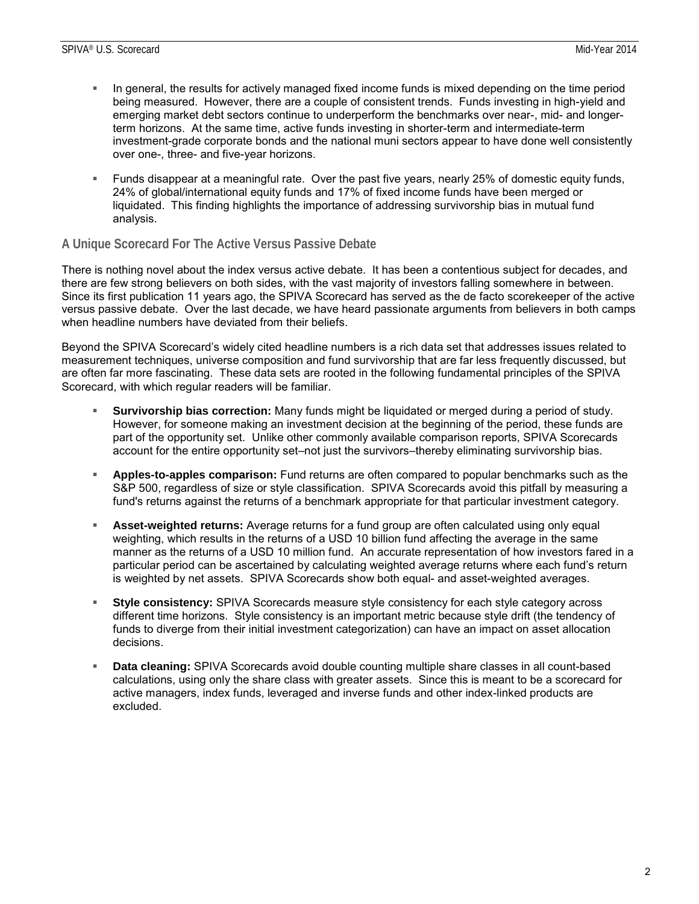- In general, the results for actively managed fixed income funds is mixed depending on the time period being measured. However, there are a couple of consistent trends. Funds investing in high-yield and emerging market debt sectors continue to underperform the benchmarks over near-, mid- and longer-term horizons. At the same time, active funds investing in shorter-term and intermediate-term investment-grade corporate bonds and the national muni sectors appear to have done well consistently over one-, three- and five-year horizons.
- Funds disappear at a meaningful rate. Over the past five years, nearly 25% of domestic equity funds, 24% of global/international equity funds and 17% of fixed income funds have been merged or liquidated. This finding highlights the importance of addressing survivorship bias in mutual fund analysis.

## A Unique Scorecard For The Active Versus Passive Debate

There is nothing novel about the index versus active debate. It has been a contentious subject for decades, and there are few strong believers on both sides, with the vast majority of investors falling somewhere in between. Since its first publication 11 years ago, the SPIVA Scorecard has served as the de facto scorekeeper of the active versus passive debate. Over the last decade, we have heard passionate arguments from believers in both camps when headline numbers have deviated from their beliefs.

Beyond the SPIVA Scorecard's widely cited headline numbers is a rich data set that addresses issues related to measurement techniques, universe composition and fund survivorship that are far less frequently discussed, but are often far more fascinating. These data sets are rooted in the following fundamental principles of the SPIVA Scorecard, with which regular readers will be familiar.

- **Survivorship bias correction:** Many funds might be liquidated or merged during a period of study. However, for someone making an investment decision at the beginning of the period, these funds are part of the opportunity set. Unlike other commonly available comparison reports, SPIVA Scorecards account for the entire opportunity set–not just the survivors–thereby eliminating survivorship bias.
- **Apples-to-apples comparison:** Fund returns are often compared to popular benchmarks such as the S&P 500, regardless of size or style classification. SPIVA Scorecards avoid this pitfall by measuring a fund's returns against the returns of a benchmark appropriate for that particular investment category.
- **Asset-weighted returns:** Average returns for a fund group are often calculated using only equal weighting, which results in the returns of a USD 10 billion fund affecting the average in the same manner as the returns of a USD 10 million fund. An accurate representation of how investors fared in a particular period can be ascertained by calculating weighted average returns where each fund's return is weighted by net assets. SPIVA Scorecards show both equal- and asset-weighted averages.
- **Style consistency:** SPIVA Scorecards measure style consistency for each style category across different time horizons. Style consistency is an important metric because style drift (the tendency of funds to diverge from their initial investment categorization) can have an impact on asset allocation decisions.
- **Data cleaning:** SPIVA Scorecards avoid double counting multiple share classes in all count-based calculations, using only the share class with greater assets. Since this is meant to be a scorecard for active managers, index funds, leveraged and inverse funds and other index-linked products are excluded.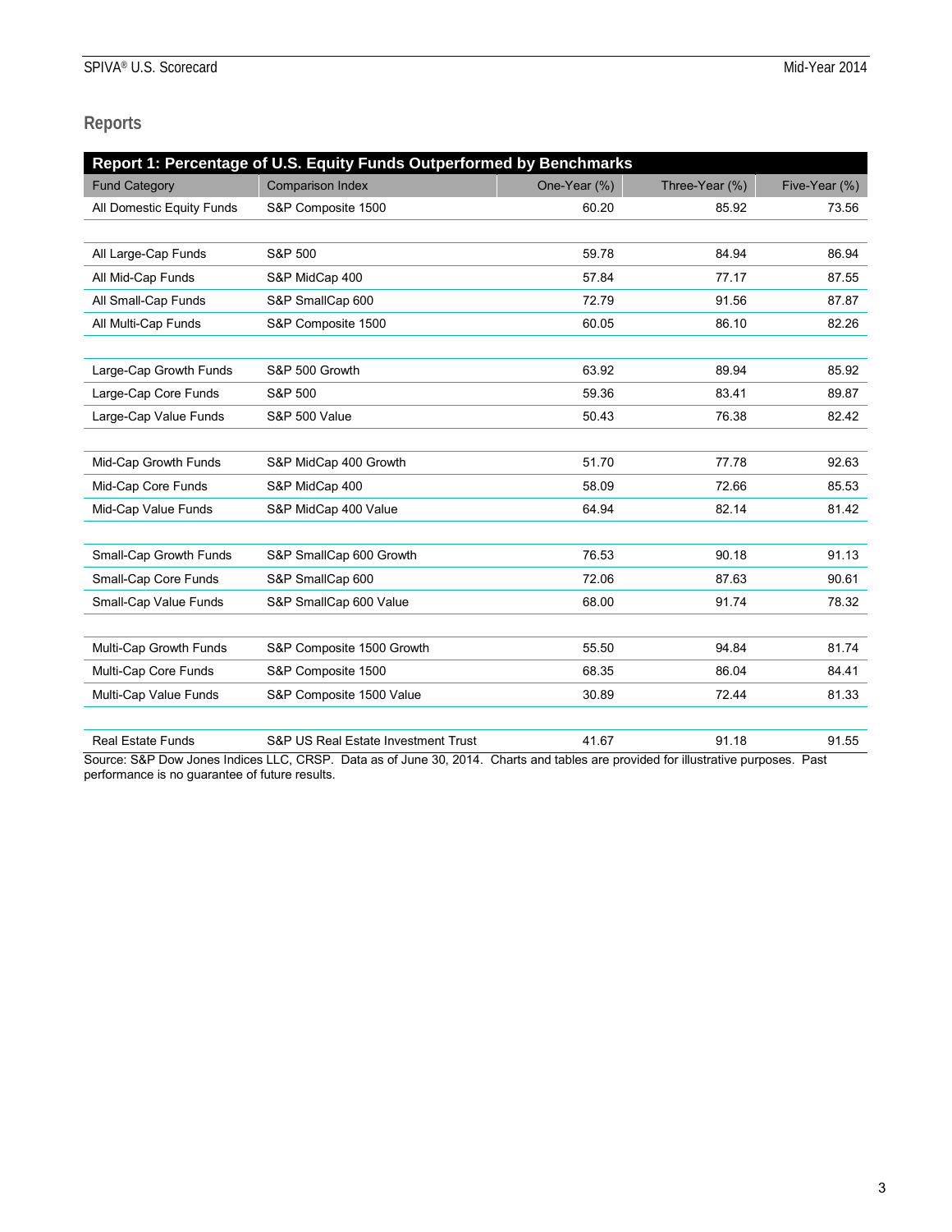## Reports

**Report 1: Percentage of U.S. Equity Funds Outperformed by Benchmarks**

| Fund Category | Comparison Index | One-Year (%) | Three-Year (%) | Five-Year (%) |
|---|---|---|---|---|
| All Domestic Equity Funds | S&P Composite 1500 | 60.20 | 85.92 | 73.56 |
| | | | | |
| All Large-Cap Funds | S&P 500 | 59.78 | 84.94 | 86.94 |
| All Mid-Cap Funds | S&P MidCap 400 | 57.84 | 77.17 | 87.55 |
| All Small-Cap Funds | S&P SmallCap 600 | 72.79 | 91.56 | 87.87 |
| All Multi-Cap Funds | S&P Composite 1500 | 60.05 | 86.10 | 82.26 |
| | | | | |
| Large-Cap Growth Funds | S&P 500 Growth | 63.92 | 89.94 | 85.92 |
| Large-Cap Core Funds | S&P 500 | 59.36 | 83.41 | 89.87 |
| Large-Cap Value Funds | S&P 500 Value | 50.43 | 76.38 | 82.42 |
| | | | | |
| Mid-Cap Growth Funds | S&P MidCap 400 Growth | 51.70 | 77.78 | 92.63 |
| Mid-Cap Core Funds | S&P MidCap 400 | 58.09 | 72.66 | 85.53 |
| Mid-Cap Value Funds | S&P MidCap 400 Value | 64.94 | 82.14 | 81.42 |
| | | | | |
| Small-Cap Growth Funds | S&P SmallCap 600 Growth | 76.53 | 90.18 | 91.13 |
| Small-Cap Core Funds | S&P SmallCap 600 | 72.06 | 87.63 | 90.61 |
| Small-Cap Value Funds | S&P SmallCap 600 Value | 68.00 | 91.74 | 78.32 |
| | | | | |
| Multi-Cap Growth Funds | S&P Composite 1500 Growth | 55.50 | 94.84 | 81.74 |
| Multi-Cap Core Funds | S&P Composite 1500 | 68.35 | 86.04 | 84.41 |
| Multi-Cap Value Funds | S&P Composite 1500 Value | 30.89 | 72.44 | 81.33 |
| | | | | |
| Real Estate Funds | S&P US Real Estate Investment Trust | 41.67 | 91.18 | 91.55 |

Source: S&P Dow Jones Indices LLC, CRSP. Data as of June 30, 2014. Charts and tables are provided for illustrative purposes. Past performance is no guarantee of future results.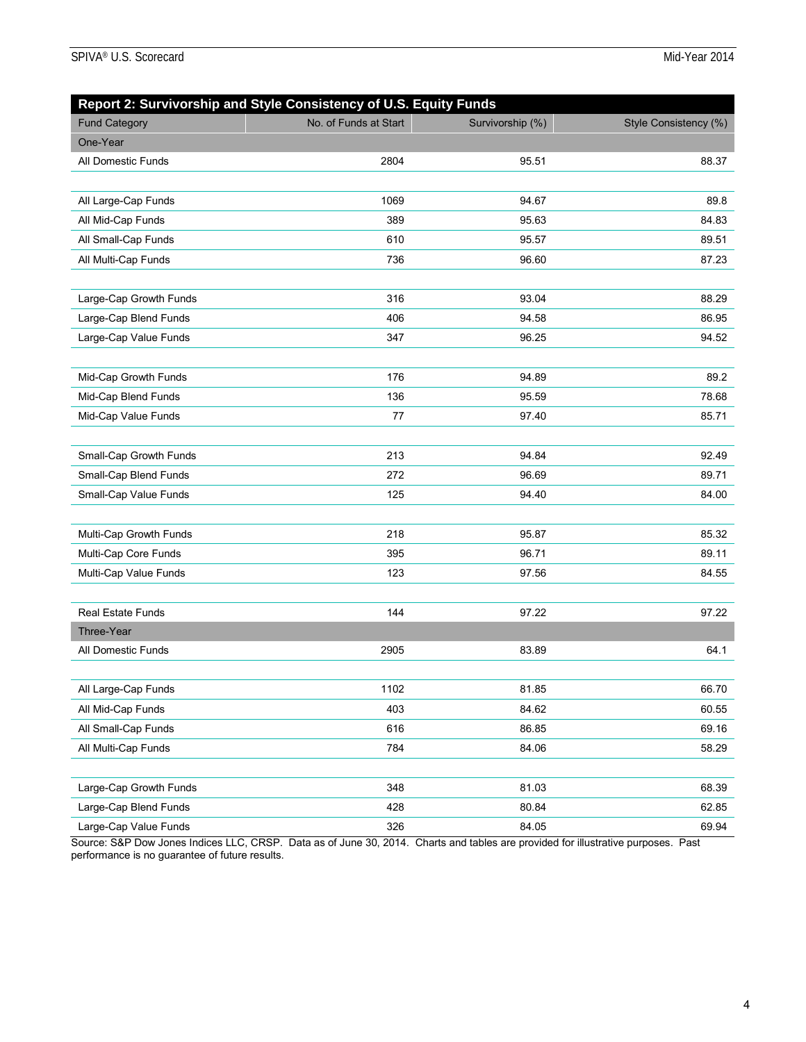## Report 2: Survivorship and Style Consistency of U.S. Equity Funds

| Fund Category | No. of Funds at Start | Survivorship (%) | Style Consistency (%) |
|---|---|---|---|
| **One-Year** | | | |
| All Domestic Funds | 2804 | 95.51 | 88.37 |
| | | | |
| All Large-Cap Funds | 1069 | 94.67 | 89.8 |
| All Mid-Cap Funds | 389 | 95.63 | 84.83 |
| All Small-Cap Funds | 610 | 95.57 | 89.51 |
| All Multi-Cap Funds | 736 | 96.60 | 87.23 |
| | | | |
| Large-Cap Growth Funds | 316 | 93.04 | 88.29 |
| Large-Cap Blend Funds | 406 | 94.58 | 86.95 |
| Large-Cap Value Funds | 347 | 96.25 | 94.52 |
| | | | |
| Mid-Cap Growth Funds | 176 | 94.89 | 89.2 |
| Mid-Cap Blend Funds | 136 | 95.59 | 78.68 |
| Mid-Cap Value Funds | 77 | 97.40 | 85.71 |
| | | | |
| Small-Cap Growth Funds | 213 | 94.84 | 92.49 |
| Small-Cap Blend Funds | 272 | 96.69 | 89.71 |
| Small-Cap Value Funds | 125 | 94.40 | 84.00 |
| | | | |
| Multi-Cap Growth Funds | 218 | 95.87 | 85.32 |
| Multi-Cap Core Funds | 395 | 96.71 | 89.11 |
| Multi-Cap Value Funds | 123 | 97.56 | 84.55 |
| | | | |
| Real Estate Funds | 144 | 97.22 | 97.22 |
| **Three-Year** | | | |
| All Domestic Funds | 2905 | 83.89 | 64.1 |
| | | | |
| All Large-Cap Funds | 1102 | 81.85 | 66.70 |
| All Mid-Cap Funds | 403 | 84.62 | 60.55 |
| All Small-Cap Funds | 616 | 86.85 | 69.16 |
| All Multi-Cap Funds | 784 | 84.06 | 58.29 |
| | | | |
| Large-Cap Growth Funds | 348 | 81.03 | 68.39 |
| Large-Cap Blend Funds | 428 | 80.84 | 62.85 |
| Large-Cap Value Funds | 326 | 84.05 | 69.94 |

Source: S&P Dow Jones Indices LLC, CRSP. Data as of June 30, 2014. Charts and tables are provided for illustrative purposes. Past performance is no guarantee of future results.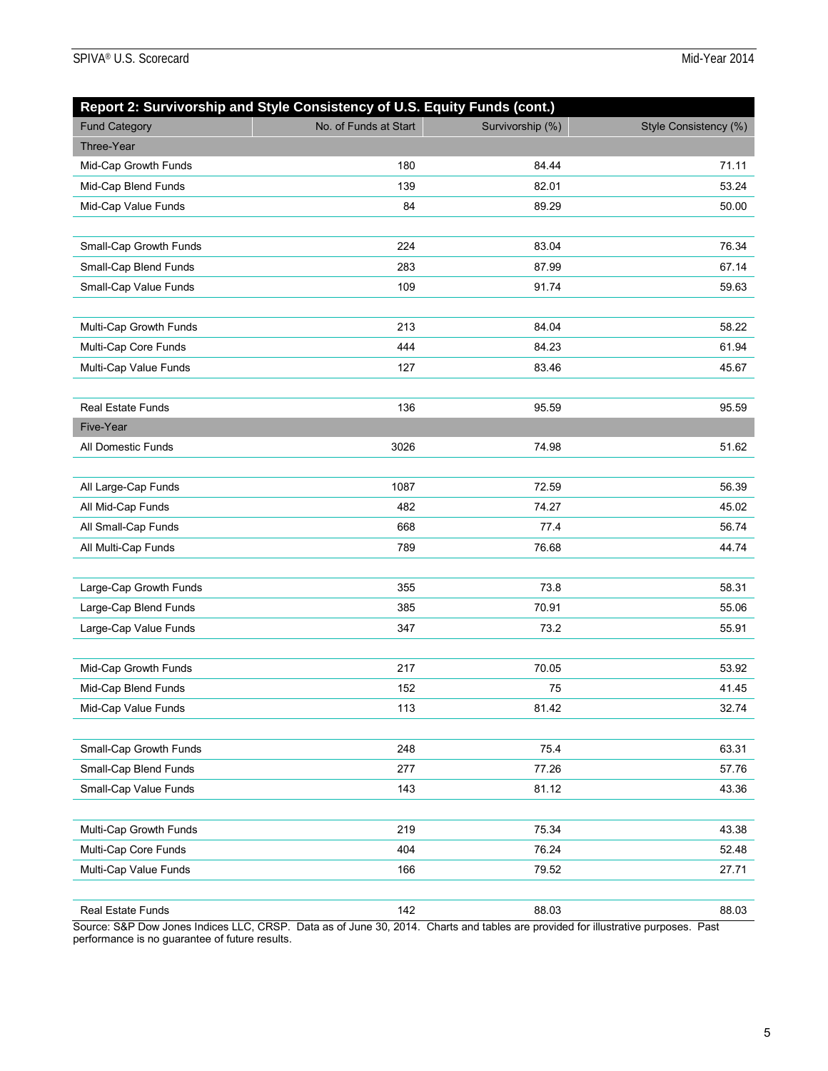| Report 2: Survivorship and Style Consistency of U.S. Equity Funds (cont.) | | | |
|---|---|---|---|
| Fund Category | No. of Funds at Start | Survivorship (%) | Style Consistency (%) |
| Three-Year | | | |
| Mid-Cap Growth Funds | 180 | 84.44 | 71.11 |
| Mid-Cap Blend Funds | 139 | 82.01 | 53.24 |
| Mid-Cap Value Funds | 84 | 89.29 | 50.00 |
| | | | |
| Small-Cap Growth Funds | 224 | 83.04 | 76.34 |
| Small-Cap Blend Funds | 283 | 87.99 | 67.14 |
| Small-Cap Value Funds | 109 | 91.74 | 59.63 |
| | | | |
| Multi-Cap Growth Funds | 213 | 84.04 | 58.22 |
| Multi-Cap Core Funds | 444 | 84.23 | 61.94 |
| Multi-Cap Value Funds | 127 | 83.46 | 45.67 |
| | | | |
| Real Estate Funds | 136 | 95.59 | 95.59 |
| Five-Year | | | |
| All Domestic Funds | 3026 | 74.98 | 51.62 |
| | | | |
| All Large-Cap Funds | 1087 | 72.59 | 56.39 |
| All Mid-Cap Funds | 482 | 74.27 | 45.02 |
| All Small-Cap Funds | 668 | 77.4 | 56.74 |
| All Multi-Cap Funds | 789 | 76.68 | 44.74 |
| | | | |
| Large-Cap Growth Funds | 355 | 73.8 | 58.31 |
| Large-Cap Blend Funds | 385 | 70.91 | 55.06 |
| Large-Cap Value Funds | 347 | 73.2 | 55.91 |
| | | | |
| Mid-Cap Growth Funds | 217 | 70.05 | 53.92 |
| Mid-Cap Blend Funds | 152 | 75 | 41.45 |
| Mid-Cap Value Funds | 113 | 81.42 | 32.74 |
| | | | |
| Small-Cap Growth Funds | 248 | 75.4 | 63.31 |
| Small-Cap Blend Funds | 277 | 77.26 | 57.76 |
| Small-Cap Value Funds | 143 | 81.12 | 43.36 |
| | | | |
| Multi-Cap Growth Funds | 219 | 75.34 | 43.38 |
| Multi-Cap Core Funds | 404 | 76.24 | 52.48 |
| Multi-Cap Value Funds | 166 | 79.52 | 27.71 |
| | | | |
| Real Estate Funds | 142 | 88.03 | 88.03 |

Source: S&P Dow Jones Indices LLC, CRSP. Data as of June 30, 2014. Charts and tables are provided for illustrative purposes. Past performance is no guarantee of future results.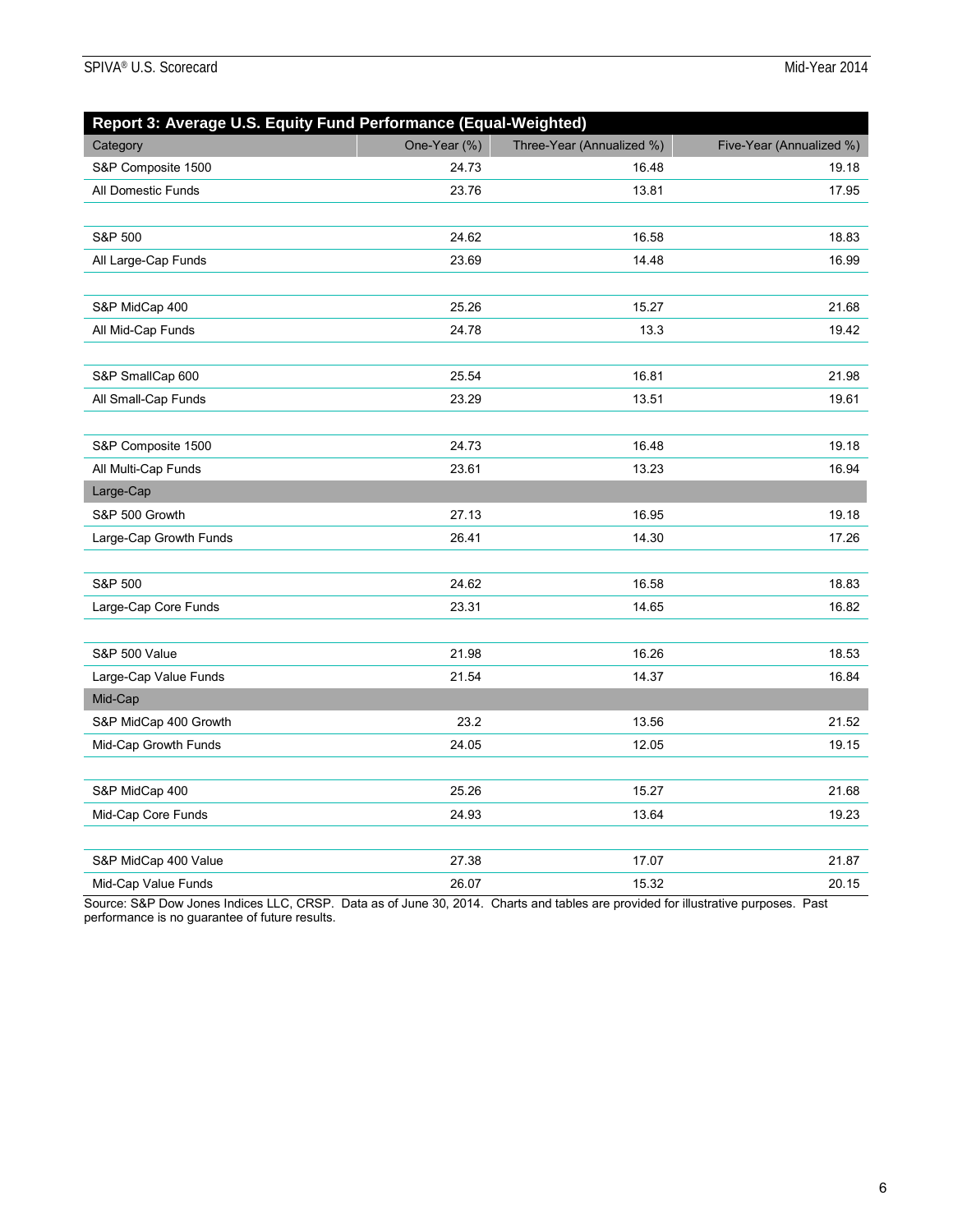## Report 3: Average U.S. Equity Fund Performance (Equal-Weighted)

| Category | One-Year (%) | Three-Year (Annualized %) | Five-Year (Annualized %) |
|---|---|---|---|
| S&P Composite 1500 | 24.73 | 16.48 | 19.18 |
| All Domestic Funds | 23.76 | 13.81 | 17.95 |
| | | | |
| S&P 500 | 24.62 | 16.58 | 18.83 |
| All Large-Cap Funds | 23.69 | 14.48 | 16.99 |
| | | | |
| S&P MidCap 400 | 25.26 | 15.27 | 21.68 |
| All Mid-Cap Funds | 24.78 | 13.3 | 19.42 |
| | | | |
| S&P SmallCap 600 | 25.54 | 16.81 | 21.98 |
| All Small-Cap Funds | 23.29 | 13.51 | 19.61 |
| | | | |
| S&P Composite 1500 | 24.73 | 16.48 | 19.18 |
| All Multi-Cap Funds | 23.61 | 13.23 | 16.94 |
| Large-Cap | | | |
| S&P 500 Growth | 27.13 | 16.95 | 19.18 |
| Large-Cap Growth Funds | 26.41 | 14.30 | 17.26 |
| | | | |
| S&P 500 | 24.62 | 16.58 | 18.83 |
| Large-Cap Core Funds | 23.31 | 14.65 | 16.82 |
| | | | |
| S&P 500 Value | 21.98 | 16.26 | 18.53 |
| Large-Cap Value Funds | 21.54 | 14.37 | 16.84 |
| Mid-Cap | | | |
| S&P MidCap 400 Growth | 23.2 | 13.56 | 21.52 |
| Mid-Cap Growth Funds | 24.05 | 12.05 | 19.15 |
| | | | |
| S&P MidCap 400 | 25.26 | 15.27 | 21.68 |
| Mid-Cap Core Funds | 24.93 | 13.64 | 19.23 |
| | | | |
| S&P MidCap 400 Value | 27.38 | 17.07 | 21.87 |
| Mid-Cap Value Funds | 26.07 | 15.32 | 20.15 |

Source: S&P Dow Jones Indices LLC, CRSP. Data as of June 30, 2014. Charts and tables are provided for illustrative purposes. Past performance is no guarantee of future results.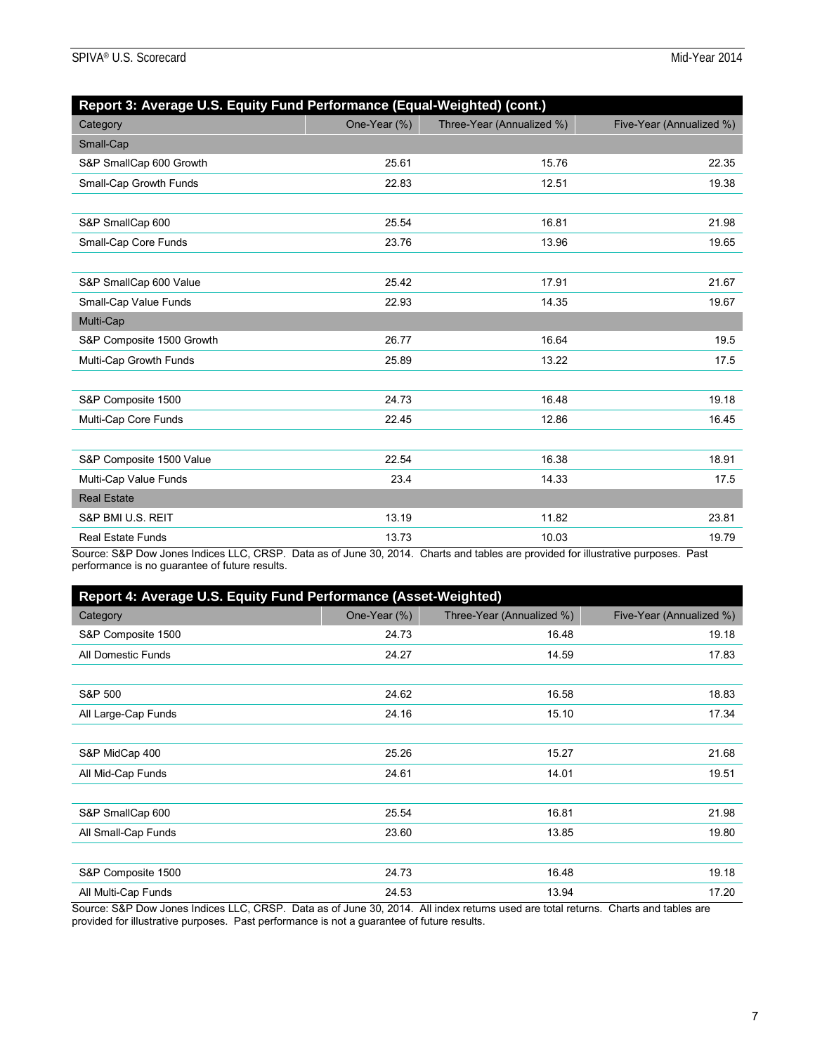## Report 3: Average U.S. Equity Fund Performance (Equal-Weighted) (cont.)

| Category | One-Year (%) | Three-Year (Annualized %) | Five-Year (Annualized %) |
|---|---|---|---|
| **Small-Cap** | | | |
| S&P SmallCap 600 Growth | 25.61 | 15.76 | 22.35 |
| Small-Cap Growth Funds | 22.83 | 12.51 | 19.38 |
| | | | |
| S&P SmallCap 600 | 25.54 | 16.81 | 21.98 |
| Small-Cap Core Funds | 23.76 | 13.96 | 19.65 |
| | | | |
| S&P SmallCap 600 Value | 25.42 | 17.91 | 21.67 |
| Small-Cap Value Funds | 22.93 | 14.35 | 19.67 |
| **Multi-Cap** | | | |
| S&P Composite 1500 Growth | 26.77 | 16.64 | 19.5 |
| Multi-Cap Growth Funds | 25.89 | 13.22 | 17.5 |
| | | | |
| S&P Composite 1500 | 24.73 | 16.48 | 19.18 |
| Multi-Cap Core Funds | 22.45 | 12.86 | 16.45 |
| | | | |
| S&P Composite 1500 Value | 22.54 | 16.38 | 18.91 |
| Multi-Cap Value Funds | 23.4 | 14.33 | 17.5 |
| **Real Estate** | | | |
| S&P BMI U.S. REIT | 13.19 | 11.82 | 23.81 |
| Real Estate Funds | 13.73 | 10.03 | 19.79 |

Source: S&P Dow Jones Indices LLC, CRSP. Data as of June 30, 2014. Charts and tables are provided for illustrative purposes. Past performance is no guarantee of future results.

## Report 4: Average U.S. Equity Fund Performance (Asset-Weighted)

| Category | One-Year (%) | Three-Year (Annualized %) | Five-Year (Annualized %) |
|---|---|---|---|
| S&P Composite 1500 | 24.73 | 16.48 | 19.18 |
| All Domestic Funds | 24.27 | 14.59 | 17.83 |
| | | | |
| S&P 500 | 24.62 | 16.58 | 18.83 |
| All Large-Cap Funds | 24.16 | 15.10 | 17.34 |
| | | | |
| S&P MidCap 400 | 25.26 | 15.27 | 21.68 |
| All Mid-Cap Funds | 24.61 | 14.01 | 19.51 |
| | | | |
| S&P SmallCap 600 | 25.54 | 16.81 | 21.98 |
| All Small-Cap Funds | 23.60 | 13.85 | 19.80 |
| | | | |
| S&P Composite 1500 | 24.73 | 16.48 | 19.18 |
| All Multi-Cap Funds | 24.53 | 13.94 | 17.20 |

Source: S&P Dow Jones Indices LLC, CRSP. Data as of June 30, 2014. All index returns used are total returns. Charts and tables are provided for illustrative purposes. Past performance is not a guarantee of future results.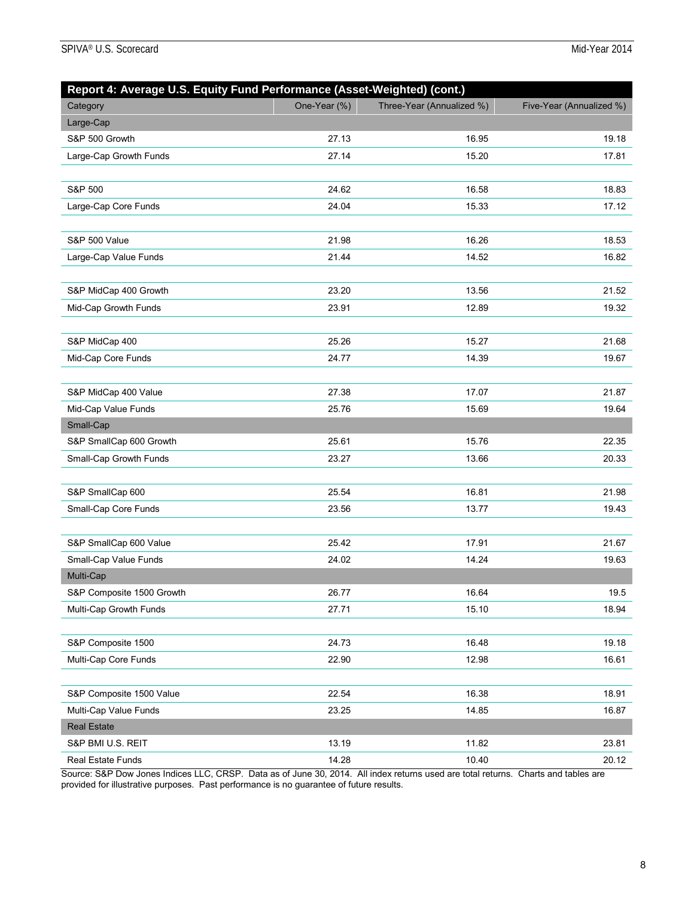| Report 4: Average U.S. Equity Fund Performance (Asset-Weighted) (cont.) | | | |
|---|---|---|---|
| Category | One-Year (%) | Three-Year (Annualized %) | Five-Year (Annualized %) |
| Large-Cap | | | |
| S&P 500 Growth | 27.13 | 16.95 | 19.18 |
| Large-Cap Growth Funds | 27.14 | 15.20 | 17.81 |
| | | | |
| S&P 500 | 24.62 | 16.58 | 18.83 |
| Large-Cap Core Funds | 24.04 | 15.33 | 17.12 |
| | | | |
| S&P 500 Value | 21.98 | 16.26 | 18.53 |
| Large-Cap Value Funds | 21.44 | 14.52 | 16.82 |
| | | | |
| S&P MidCap 400 Growth | 23.20 | 13.56 | 21.52 |
| Mid-Cap Growth Funds | 23.91 | 12.89 | 19.32 |
| | | | |
| S&P MidCap 400 | 25.26 | 15.27 | 21.68 |
| Mid-Cap Core Funds | 24.77 | 14.39 | 19.67 |
| | | | |
| S&P MidCap 400 Value | 27.38 | 17.07 | 21.87 |
| Mid-Cap Value Funds | 25.76 | 15.69 | 19.64 |
| Small-Cap | | | |
| S&P SmallCap 600 Growth | 25.61 | 15.76 | 22.35 |
| Small-Cap Growth Funds | 23.27 | 13.66 | 20.33 |
| | | | |
| S&P SmallCap 600 | 25.54 | 16.81 | 21.98 |
| Small-Cap Core Funds | 23.56 | 13.77 | 19.43 |
| | | | |
| S&P SmallCap 600 Value | 25.42 | 17.91 | 21.67 |
| Small-Cap Value Funds | 24.02 | 14.24 | 19.63 |
| Multi-Cap | | | |
| S&P Composite 1500 Growth | 26.77 | 16.64 | 19.5 |
| Multi-Cap Growth Funds | 27.71 | 15.10 | 18.94 |
| | | | |
| S&P Composite 1500 | 24.73 | 16.48 | 19.18 |
| Multi-Cap Core Funds | 22.90 | 12.98 | 16.61 |
| | | | |
| S&P Composite 1500 Value | 22.54 | 16.38 | 18.91 |
| Multi-Cap Value Funds | 23.25 | 14.85 | 16.87 |
| Real Estate | | | |
| S&P BMI U.S. REIT | 13.19 | 11.82 | 23.81 |
| Real Estate Funds | 14.28 | 10.40 | 20.12 |

Source: S&P Dow Jones Indices LLC, CRSP. Data as of June 30, 2014. All index returns used are total returns. Charts and tables are provided for illustrative purposes. Past performance is no guarantee of future results.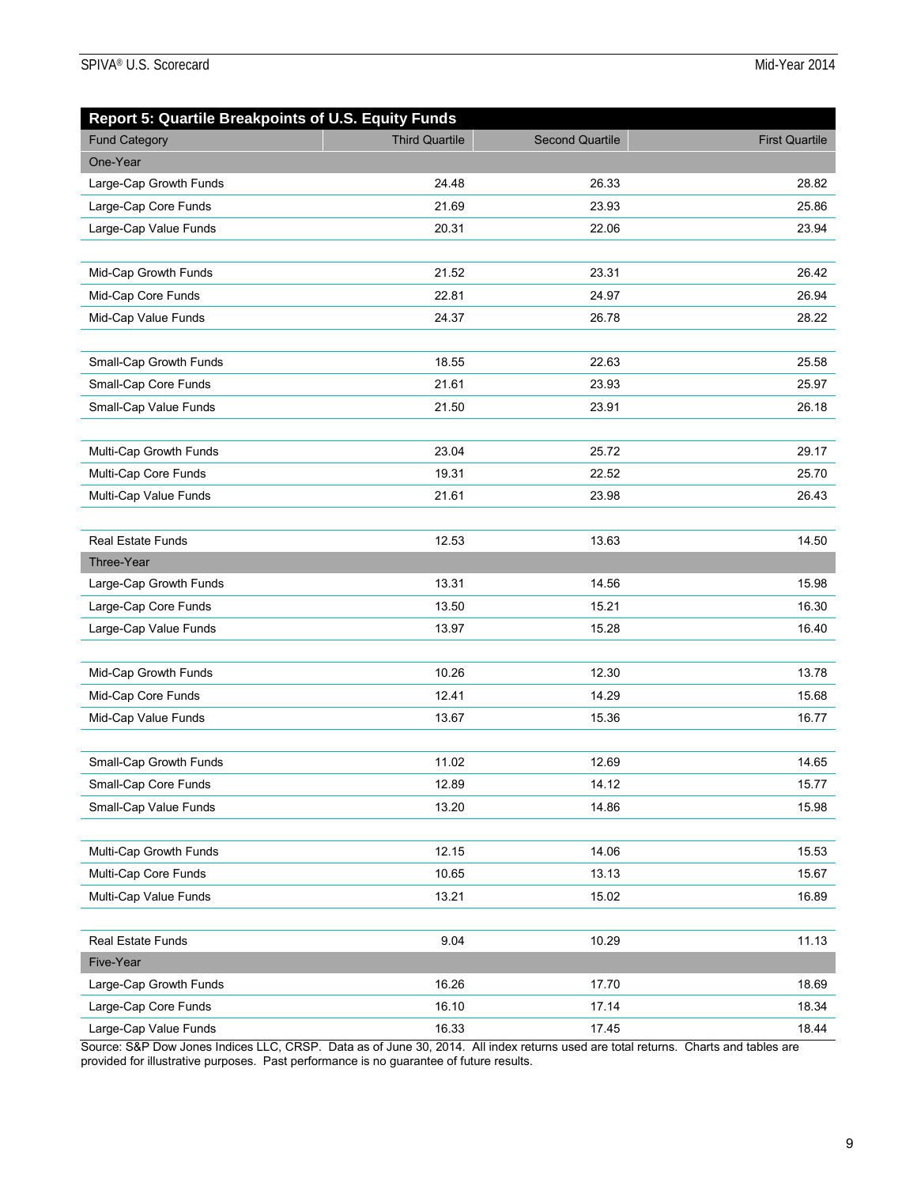| Report 5: Quartile Breakpoints of U.S. Equity Funds | | | |
|---|---|---|---|
| Fund Category | Third Quartile | Second Quartile | First Quartile |
| One-Year | | | |
| Large-Cap Growth Funds | 24.48 | 26.33 | 28.82 |
| Large-Cap Core Funds | 21.69 | 23.93 | 25.86 |
| Large-Cap Value Funds | 20.31 | 22.06 | 23.94 |
| | | | |
| Mid-Cap Growth Funds | 21.52 | 23.31 | 26.42 |
| Mid-Cap Core Funds | 22.81 | 24.97 | 26.94 |
| Mid-Cap Value Funds | 24.37 | 26.78 | 28.22 |
| | | | |
| Small-Cap Growth Funds | 18.55 | 22.63 | 25.58 |
| Small-Cap Core Funds | 21.61 | 23.93 | 25.97 |
| Small-Cap Value Funds | 21.50 | 23.91 | 26.18 |
| | | | |
| Multi-Cap Growth Funds | 23.04 | 25.72 | 29.17 |
| Multi-Cap Core Funds | 19.31 | 22.52 | 25.70 |
| Multi-Cap Value Funds | 21.61 | 23.98 | 26.43 |
| | | | |
| Real Estate Funds | 12.53 | 13.63 | 14.50 |
| Three-Year | | | |
| Large-Cap Growth Funds | 13.31 | 14.56 | 15.98 |
| Large-Cap Core Funds | 13.50 | 15.21 | 16.30 |
| Large-Cap Value Funds | 13.97 | 15.28 | 16.40 |
| | | | |
| Mid-Cap Growth Funds | 10.26 | 12.30 | 13.78 |
| Mid-Cap Core Funds | 12.41 | 14.29 | 15.68 |
| Mid-Cap Value Funds | 13.67 | 15.36 | 16.77 |
| | | | |
| Small-Cap Growth Funds | 11.02 | 12.69 | 14.65 |
| Small-Cap Core Funds | 12.89 | 14.12 | 15.77 |
| Small-Cap Value Funds | 13.20 | 14.86 | 15.98 |
| | | | |
| Multi-Cap Growth Funds | 12.15 | 14.06 | 15.53 |
| Multi-Cap Core Funds | 10.65 | 13.13 | 15.67 |
| Multi-Cap Value Funds | 13.21 | 15.02 | 16.89 |
| | | | |
| Real Estate Funds | 9.04 | 10.29 | 11.13 |
| Five-Year | | | |
| Large-Cap Growth Funds | 16.26 | 17.70 | 18.69 |
| Large-Cap Core Funds | 16.10 | 17.14 | 18.34 |
| Large-Cap Value Funds | 16.33 | 17.45 | 18.44 |

Source: S&P Dow Jones Indices LLC, CRSP. Data as of June 30, 2014. All index returns used are total returns. Charts and tables are provided for illustrative purposes. Past performance is no guarantee of future results.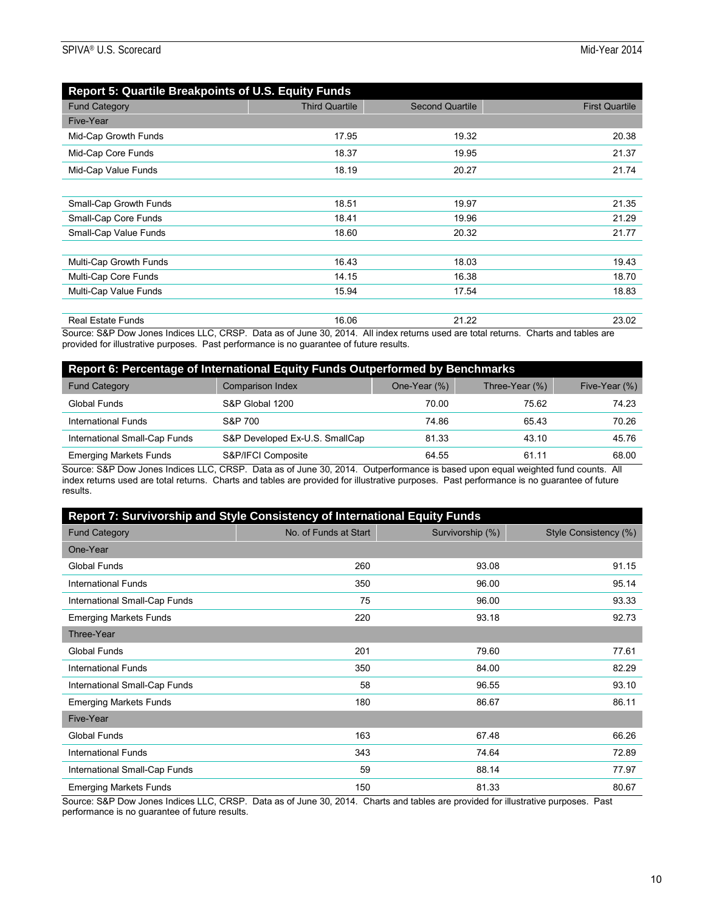## Report 5: Quartile Breakpoints of U.S. Equity Funds

| Fund Category | Third Quartile | Second Quartile | First Quartile |
|---|---|---|---|
| Five-Year | | | |
| Mid-Cap Growth Funds | 17.95 | 19.32 | 20.38 |
| Mid-Cap Core Funds | 18.37 | 19.95 | 21.37 |
| Mid-Cap Value Funds | 18.19 | 20.27 | 21.74 |
| | | | |
| Small-Cap Growth Funds | 18.51 | 19.97 | 21.35 |
| Small-Cap Core Funds | 18.41 | 19.96 | 21.29 |
| Small-Cap Value Funds | 18.60 | 20.32 | 21.77 |
| | | | |
| Multi-Cap Growth Funds | 16.43 | 18.03 | 19.43 |
| Multi-Cap Core Funds | 14.15 | 16.38 | 18.70 |
| Multi-Cap Value Funds | 15.94 | 17.54 | 18.83 |
| | | | |
| Real Estate Funds | 16.06 | 21.22 | 23.02 |

Source: S&P Dow Jones Indices LLC, CRSP. Data as of June 30, 2014. All index returns used are total returns. Charts and tables are provided for illustrative purposes. Past performance is no guarantee of future results.

## Report 6: Percentage of International Equity Funds Outperformed by Benchmarks

| Fund Category | Comparison Index | One-Year (%) | Three-Year (%) | Five-Year (%) |
|---|---|---|---|---|
| Global Funds | S&P Global 1200 | 70.00 | 75.62 | 74.23 |
| International Funds | S&P 700 | 74.86 | 65.43 | 70.26 |
| International Small-Cap Funds | S&P Developed Ex-U.S. SmallCap | 81.33 | 43.10 | 45.76 |
| Emerging Markets Funds | S&P/IFCI Composite | 64.55 | 61.11 | 68.00 |

Source: S&P Dow Jones Indices LLC, CRSP. Data as of June 30, 2014. Outperformance is based upon equal weighted fund counts. All index returns used are total returns. Charts and tables are provided for illustrative purposes. Past performance is no guarantee of future results.

## Report 7: Survivorship and Style Consistency of International Equity Funds

| Fund Category | No. of Funds at Start | Survivorship (%) | Style Consistency (%) |
|---|---|---|---|
| One-Year | | | |
| Global Funds | 260 | 93.08 | 91.15 |
| International Funds | 350 | 96.00 | 95.14 |
| International Small-Cap Funds | 75 | 96.00 | 93.33 |
| Emerging Markets Funds | 220 | 93.18 | 92.73 |
| Three-Year | | | |
| Global Funds | 201 | 79.60 | 77.61 |
| International Funds | 350 | 84.00 | 82.29 |
| International Small-Cap Funds | 58 | 96.55 | 93.10 |
| Emerging Markets Funds | 180 | 86.67 | 86.11 |
| Five-Year | | | |
| Global Funds | 163 | 67.48 | 66.26 |
| International Funds | 343 | 74.64 | 72.89 |
| International Small-Cap Funds | 59 | 88.14 | 77.97 |
| Emerging Markets Funds | 150 | 81.33 | 80.67 |

Source: S&P Dow Jones Indices LLC, CRSP. Data as of June 30, 2014. Charts and tables are provided for illustrative purposes. Past performance is no guarantee of future results.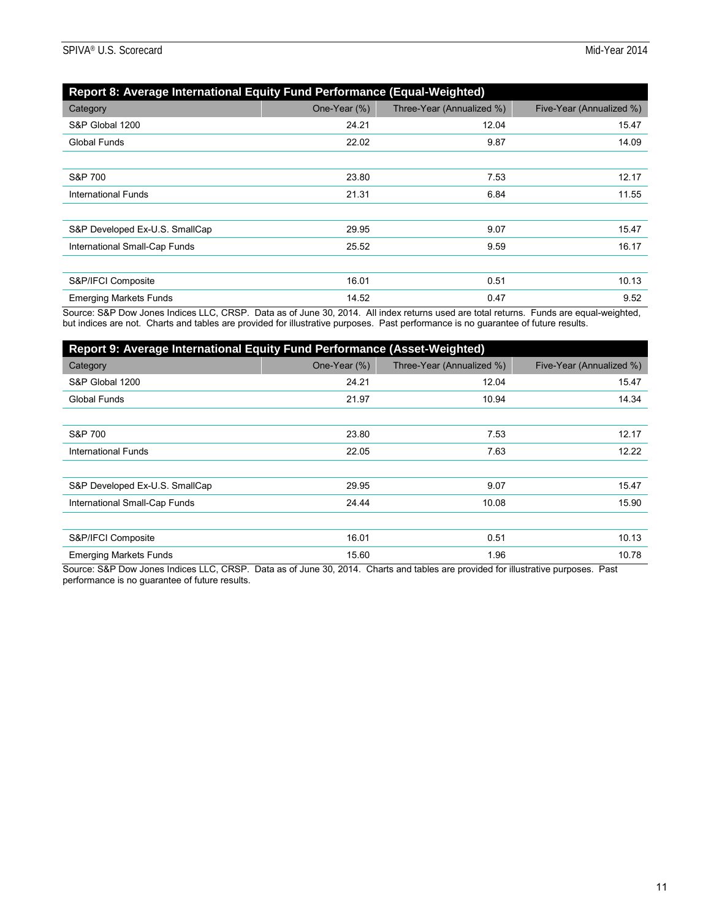## Report 8: Average International Equity Fund Performance (Equal-Weighted)

| Category | One-Year (%) | Three-Year (Annualized %) | Five-Year (Annualized %) |
|---|---|---|---|
| S&P Global 1200 | 24.21 | 12.04 | 15.47 |
| Global Funds | 22.02 | 9.87 | 14.09 |
| | | | |
| S&P 700 | 23.80 | 7.53 | 12.17 |
| International Funds | 21.31 | 6.84 | 11.55 |
| | | | |
| S&P Developed Ex-U.S. SmallCap | 29.95 | 9.07 | 15.47 |
| International Small-Cap Funds | 25.52 | 9.59 | 16.17 |
| | | | |
| S&P/IFCI Composite | 16.01 | 0.51 | 10.13 |
| Emerging Markets Funds | 14.52 | 0.47 | 9.52 |

Source: S&P Dow Jones Indices LLC, CRSP. Data as of June 30, 2014. All index returns used are total returns. Funds are equal-weighted, but indices are not. Charts and tables are provided for illustrative purposes. Past performance is no guarantee of future results.

## Report 9: Average International Equity Fund Performance (Asset-Weighted)

| Category | One-Year (%) | Three-Year (Annualized %) | Five-Year (Annualized %) |
|---|---|---|---|
| S&P Global 1200 | 24.21 | 12.04 | 15.47 |
| Global Funds | 21.97 | 10.94 | 14.34 |
| | | | |
| S&P 700 | 23.80 | 7.53 | 12.17 |
| International Funds | 22.05 | 7.63 | 12.22 |
| | | | |
| S&P Developed Ex-U.S. SmallCap | 29.95 | 9.07 | 15.47 |
| International Small-Cap Funds | 24.44 | 10.08 | 15.90 |
| | | | |
| S&P/IFCI Composite | 16.01 | 0.51 | 10.13 |
| Emerging Markets Funds | 15.60 | 1.96 | 10.78 |

Source: S&P Dow Jones Indices LLC, CRSP. Data as of June 30, 2014. Charts and tables are provided for illustrative purposes. Past performance is no guarantee of future results.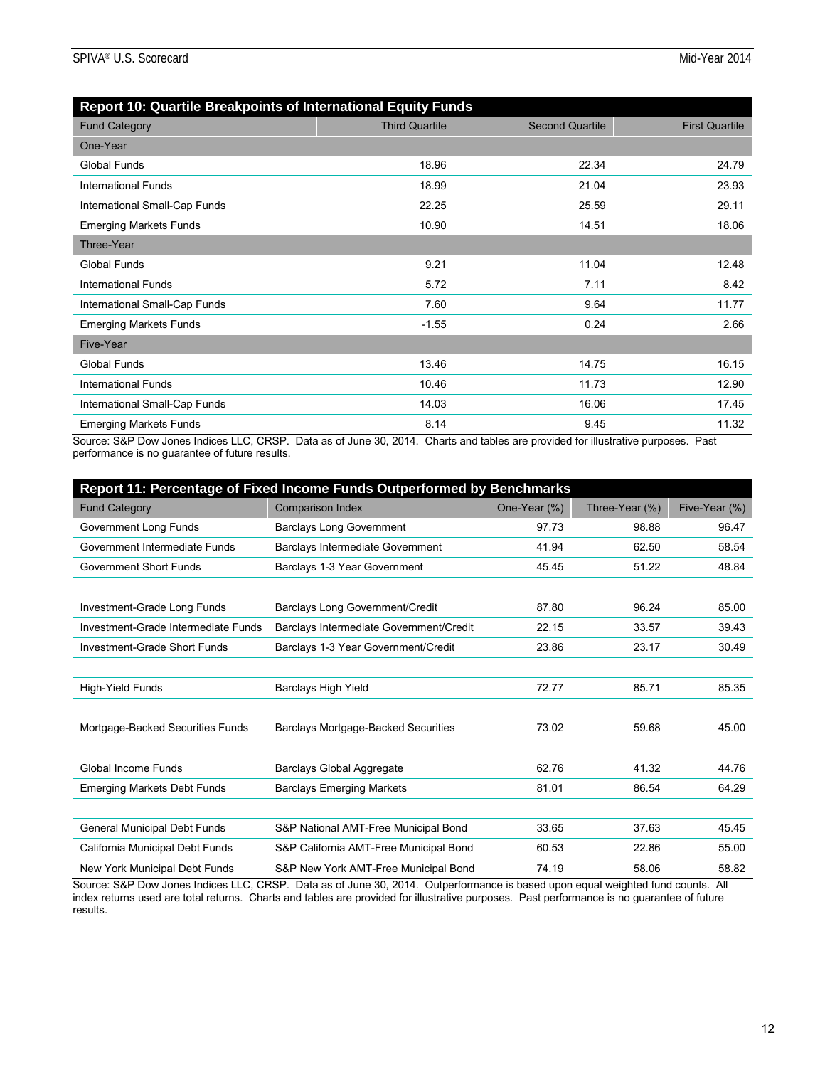## Report 10: Quartile Breakpoints of International Equity Funds

| Fund Category | Third Quartile | Second Quartile | First Quartile |
|---|---|---|---|
| **One-Year** | | | |
| Global Funds | 18.96 | 22.34 | 24.79 |
| International Funds | 18.99 | 21.04 | 23.93 |
| International Small-Cap Funds | 22.25 | 25.59 | 29.11 |
| Emerging Markets Funds | 10.90 | 14.51 | 18.06 |
| **Three-Year** | | | |
| Global Funds | 9.21 | 11.04 | 12.48 |
| International Funds | 5.72 | 7.11 | 8.42 |
| International Small-Cap Funds | 7.60 | 9.64 | 11.77 |
| Emerging Markets Funds | -1.55 | 0.24 | 2.66 |
| **Five-Year** | | | |
| Global Funds | 13.46 | 14.75 | 16.15 |
| International Funds | 10.46 | 11.73 | 12.90 |
| International Small-Cap Funds | 14.03 | 16.06 | 17.45 |
| Emerging Markets Funds | 8.14 | 9.45 | 11.32 |

Source: S&P Dow Jones Indices LLC, CRSP. Data as of June 30, 2014. Charts and tables are provided for illustrative purposes. Past performance is no guarantee of future results.

## Report 11: Percentage of Fixed Income Funds Outperformed by Benchmarks

| Fund Category | Comparison Index | One-Year (%) | Three-Year (%) | Five-Year (%) |
|---|---|---|---|---|
| Government Long Funds | Barclays Long Government | 97.73 | 98.88 | 96.47 |
| Government Intermediate Funds | Barclays Intermediate Government | 41.94 | 62.50 | 58.54 |
| Government Short Funds | Barclays 1-3 Year Government | 45.45 | 51.22 | 48.84 |
| | | | | |
| Investment-Grade Long Funds | Barclays Long Government/Credit | 87.80 | 96.24 | 85.00 |
| Investment-Grade Intermediate Funds | Barclays Intermediate Government/Credit | 22.15 | 33.57 | 39.43 |
| Investment-Grade Short Funds | Barclays 1-3 Year Government/Credit | 23.86 | 23.17 | 30.49 |
| | | | | |
| High-Yield Funds | Barclays High Yield | 72.77 | 85.71 | 85.35 |
| | | | | |
| Mortgage-Backed Securities Funds | Barclays Mortgage-Backed Securities | 73.02 | 59.68 | 45.00 |
| | | | | |
| Global Income Funds | Barclays Global Aggregate | 62.76 | 41.32 | 44.76 |
| Emerging Markets Debt Funds | Barclays Emerging Markets | 81.01 | 86.54 | 64.29 |
| | | | | |
| General Municipal Debt Funds | S&P National AMT-Free Municipal Bond | 33.65 | 37.63 | 45.45 |
| California Municipal Debt Funds | S&P California AMT-Free Municipal Bond | 60.53 | 22.86 | 55.00 |
| New York Municipal Debt Funds | S&P New York AMT-Free Municipal Bond | 74.19 | 58.06 | 58.82 |

Source: S&P Dow Jones Indices LLC, CRSP. Data as of June 30, 2014. Outperformance is based upon equal weighted fund counts. All index returns used are total returns. Charts and tables are provided for illustrative purposes. Past performance is no guarantee of future results.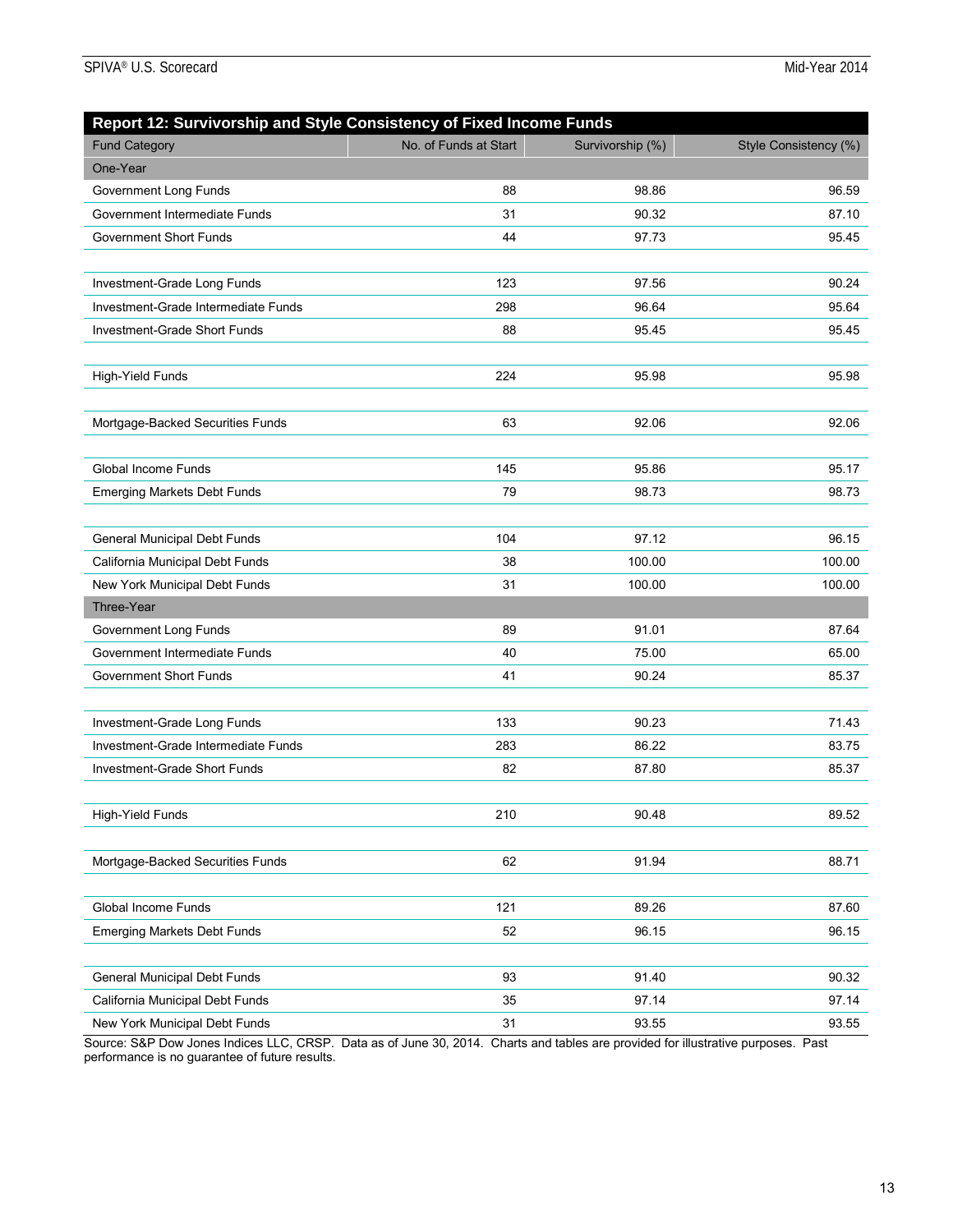## Report 12: Survivorship and Style Consistency of Fixed Income Funds

| Fund Category | No. of Funds at Start | Survivorship (%) | Style Consistency (%) |
|---|---|---|---|
| **One-Year** | | | |
| Government Long Funds | 88 | 98.86 | 96.59 |
| Government Intermediate Funds | 31 | 90.32 | 87.10 |
| Government Short Funds | 44 | 97.73 | 95.45 |
| Investment-Grade Long Funds | 123 | 97.56 | 90.24 |
| Investment-Grade Intermediate Funds | 298 | 96.64 | 95.64 |
| Investment-Grade Short Funds | 88 | 95.45 | 95.45 |
| High-Yield Funds | 224 | 95.98 | 95.98 |
| Mortgage-Backed Securities Funds | 63 | 92.06 | 92.06 |
| Global Income Funds | 145 | 95.86 | 95.17 |
| Emerging Markets Debt Funds | 79 | 98.73 | 98.73 |
| General Municipal Debt Funds | 104 | 97.12 | 96.15 |
| California Municipal Debt Funds | 38 | 100.00 | 100.00 |
| New York Municipal Debt Funds | 31 | 100.00 | 100.00 |
| **Three-Year** | | | |
| Government Long Funds | 89 | 91.01 | 87.64 |
| Government Intermediate Funds | 40 | 75.00 | 65.00 |
| Government Short Funds | 41 | 90.24 | 85.37 |
| Investment-Grade Long Funds | 133 | 90.23 | 71.43 |
| Investment-Grade Intermediate Funds | 283 | 86.22 | 83.75 |
| Investment-Grade Short Funds | 82 | 87.80 | 85.37 |
| High-Yield Funds | 210 | 90.48 | 89.52 |
| Mortgage-Backed Securities Funds | 62 | 91.94 | 88.71 |
| Global Income Funds | 121 | 89.26 | 87.60 |
| Emerging Markets Debt Funds | 52 | 96.15 | 96.15 |
| General Municipal Debt Funds | 93 | 91.40 | 90.32 |
| California Municipal Debt Funds | 35 | 97.14 | 97.14 |
| New York Municipal Debt Funds | 31 | 93.55 | 93.55 |

Source: S&P Dow Jones Indices LLC, CRSP. Data as of June 30, 2014. Charts and tables are provided for illustrative purposes. Past performance is no guarantee of future results.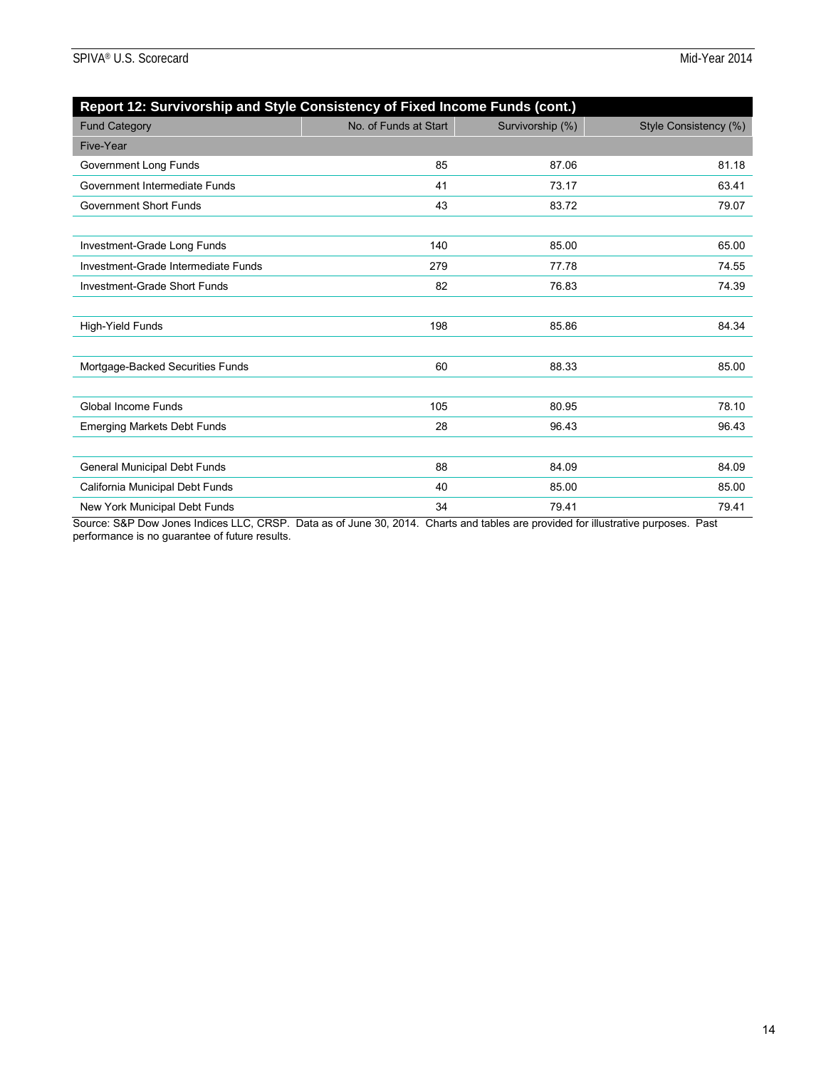| Report 12: Survivorship and Style Consistency of Fixed Income Funds (cont.) | | | |
|---|---|---|---|
| Fund Category | No. of Funds at Start | Survivorship (%) | Style Consistency (%) |
| Five-Year | | | |
| Government Long Funds | 85 | 87.06 | 81.18 |
| Government Intermediate Funds | 41 | 73.17 | 63.41 |
| Government Short Funds | 43 | 83.72 | 79.07 |
| | | | |
| Investment-Grade Long Funds | 140 | 85.00 | 65.00 |
| Investment-Grade Intermediate Funds | 279 | 77.78 | 74.55 |
| Investment-Grade Short Funds | 82 | 76.83 | 74.39 |
| | | | |
| High-Yield Funds | 198 | 85.86 | 84.34 |
| | | | |
| Mortgage-Backed Securities Funds | 60 | 88.33 | 85.00 |
| | | | |
| Global Income Funds | 105 | 80.95 | 78.10 |
| Emerging Markets Debt Funds | 28 | 96.43 | 96.43 |
| | | | |
| General Municipal Debt Funds | 88 | 84.09 | 84.09 |
| California Municipal Debt Funds | 40 | 85.00 | 85.00 |
| New York Municipal Debt Funds | 34 | 79.41 | 79.41 |

Source: S&P Dow Jones Indices LLC, CRSP. Data as of June 30, 2014. Charts and tables are provided for illustrative purposes. Past performance is no guarantee of future results.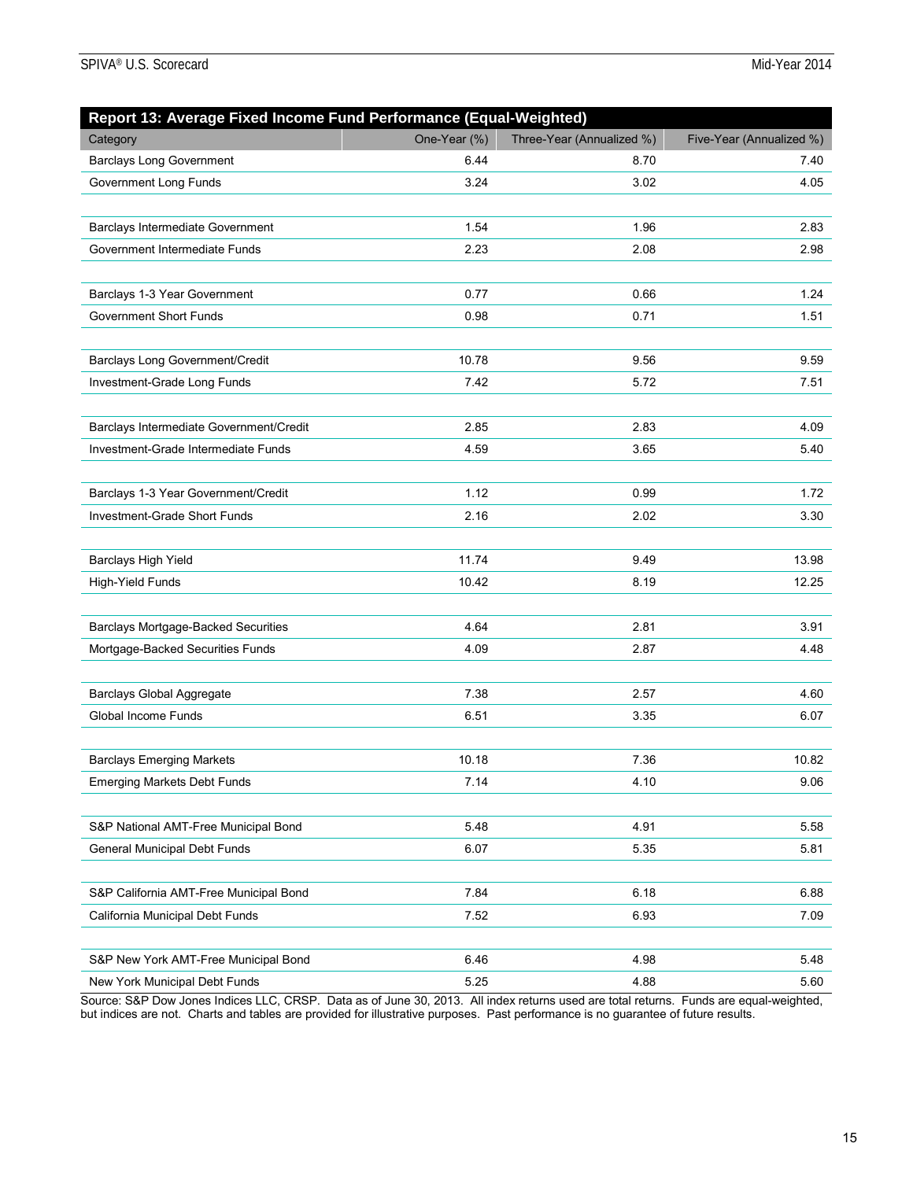**Report 13: Average Fixed Income Fund Performance (Equal-Weighted)**

| Category | One-Year (%) | Three-Year (Annualized %) | Five-Year (Annualized %) |
|---|---|---|---|
| Barclays Long Government | 6.44 | 8.70 | 7.40 |
| Government Long Funds | 3.24 | 3.02 | 4.05 |
| | | | |
| Barclays Intermediate Government | 1.54 | 1.96 | 2.83 |
| Government Intermediate Funds | 2.23 | 2.08 | 2.98 |
| | | | |
| Barclays 1-3 Year Government | 0.77 | 0.66 | 1.24 |
| Government Short Funds | 0.98 | 0.71 | 1.51 |
| | | | |
| Barclays Long Government/Credit | 10.78 | 9.56 | 9.59 |
| Investment-Grade Long Funds | 7.42 | 5.72 | 7.51 |
| | | | |
| Barclays Intermediate Government/Credit | 2.85 | 2.83 | 4.09 |
| Investment-Grade Intermediate Funds | 4.59 | 3.65 | 5.40 |
| | | | |
| Barclays 1-3 Year Government/Credit | 1.12 | 0.99 | 1.72 |
| Investment-Grade Short Funds | 2.16 | 2.02 | 3.30 |
| | | | |
| Barclays High Yield | 11.74 | 9.49 | 13.98 |
| High-Yield Funds | 10.42 | 8.19 | 12.25 |
| | | | |
| Barclays Mortgage-Backed Securities | 4.64 | 2.81 | 3.91 |
| Mortgage-Backed Securities Funds | 4.09 | 2.87 | 4.48 |
| | | | |
| Barclays Global Aggregate | 7.38 | 2.57 | 4.60 |
| Global Income Funds | 6.51 | 3.35 | 6.07 |
| | | | |
| Barclays Emerging Markets | 10.18 | 7.36 | 10.82 |
| Emerging Markets Debt Funds | 7.14 | 4.10 | 9.06 |
| | | | |
| S&P National AMT-Free Municipal Bond | 5.48 | 4.91 | 5.58 |
| General Municipal Debt Funds | 6.07 | 5.35 | 5.81 |
| | | | |
| S&P California AMT-Free Municipal Bond | 7.84 | 6.18 | 6.88 |
| California Municipal Debt Funds | 7.52 | 6.93 | 7.09 |
| | | | |
| S&P New York AMT-Free Municipal Bond | 6.46 | 4.98 | 5.48 |
| New York Municipal Debt Funds | 5.25 | 4.88 | 5.60 |

Source: S&P Dow Jones Indices LLC, CRSP. Data as of June 30, 2013. All index returns used are total returns. Funds are equal-weighted, but indices are not. Charts and tables are provided for illustrative purposes. Past performance is no guarantee of future results.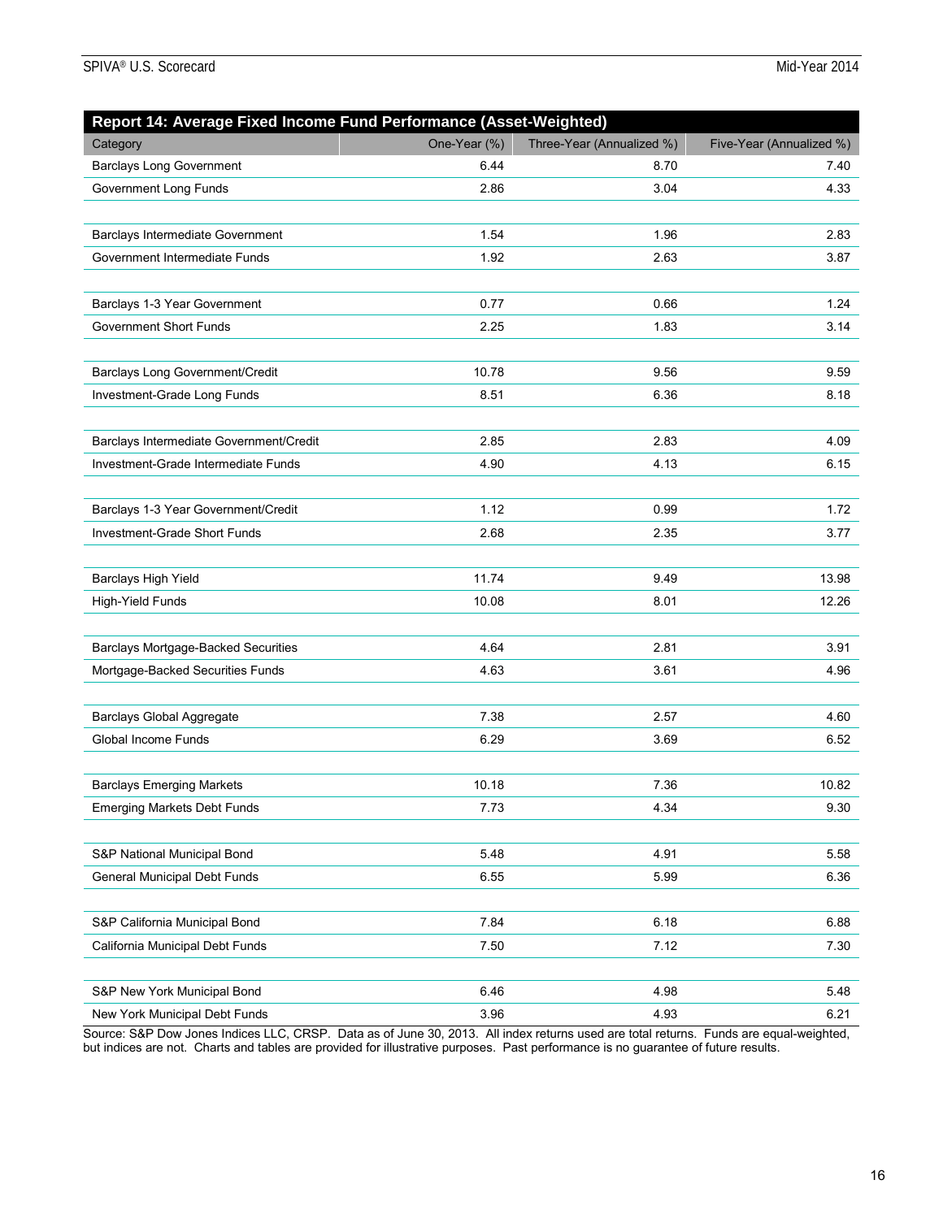| Report 14: Average Fixed Income Fund Performance (Asset-Weighted) | | | |
|---|---|---|---|
| Category | One-Year (%) | Three-Year (Annualized %) | Five-Year (Annualized %) |
| Barclays Long Government | 6.44 | 8.70 | 7.40 |
| Government Long Funds | 2.86 | 3.04 | 4.33 |
| | | | |
| Barclays Intermediate Government | 1.54 | 1.96 | 2.83 |
| Government Intermediate Funds | 1.92 | 2.63 | 3.87 |
| | | | |
| Barclays 1-3 Year Government | 0.77 | 0.66 | 1.24 |
| Government Short Funds | 2.25 | 1.83 | 3.14 |
| | | | |
| Barclays Long Government/Credit | 10.78 | 9.56 | 9.59 |
| Investment-Grade Long Funds | 8.51 | 6.36 | 8.18 |
| | | | |
| Barclays Intermediate Government/Credit | 2.85 | 2.83 | 4.09 |
| Investment-Grade Intermediate Funds | 4.90 | 4.13 | 6.15 |
| | | | |
| Barclays 1-3 Year Government/Credit | 1.12 | 0.99 | 1.72 |
| Investment-Grade Short Funds | 2.68 | 2.35 | 3.77 |
| | | | |
| Barclays High Yield | 11.74 | 9.49 | 13.98 |
| High-Yield Funds | 10.08 | 8.01 | 12.26 |
| | | | |
| Barclays Mortgage-Backed Securities | 4.64 | 2.81 | 3.91 |
| Mortgage-Backed Securities Funds | 4.63 | 3.61 | 4.96 |
| | | | |
| Barclays Global Aggregate | 7.38 | 2.57 | 4.60 |
| Global Income Funds | 6.29 | 3.69 | 6.52 |
| | | | |
| Barclays Emerging Markets | 10.18 | 7.36 | 10.82 |
| Emerging Markets Debt Funds | 7.73 | 4.34 | 9.30 |
| | | | |
| S&P National Municipal Bond | 5.48 | 4.91 | 5.58 |
| General Municipal Debt Funds | 6.55 | 5.99 | 6.36 |
| | | | |
| S&P California Municipal Bond | 7.84 | 6.18 | 6.88 |
| California Municipal Debt Funds | 7.50 | 7.12 | 7.30 |
| | | | |
| S&P New York Municipal Bond | 6.46 | 4.98 | 5.48 |
| New York Municipal Debt Funds | 3.96 | 4.93 | 6.21 |

Source: S&P Dow Jones Indices LLC, CRSP. Data as of June 30, 2013. All index returns used are total returns. Funds are equal-weighted, but indices are not. Charts and tables are provided for illustrative purposes. Past performance is no guarantee of future results.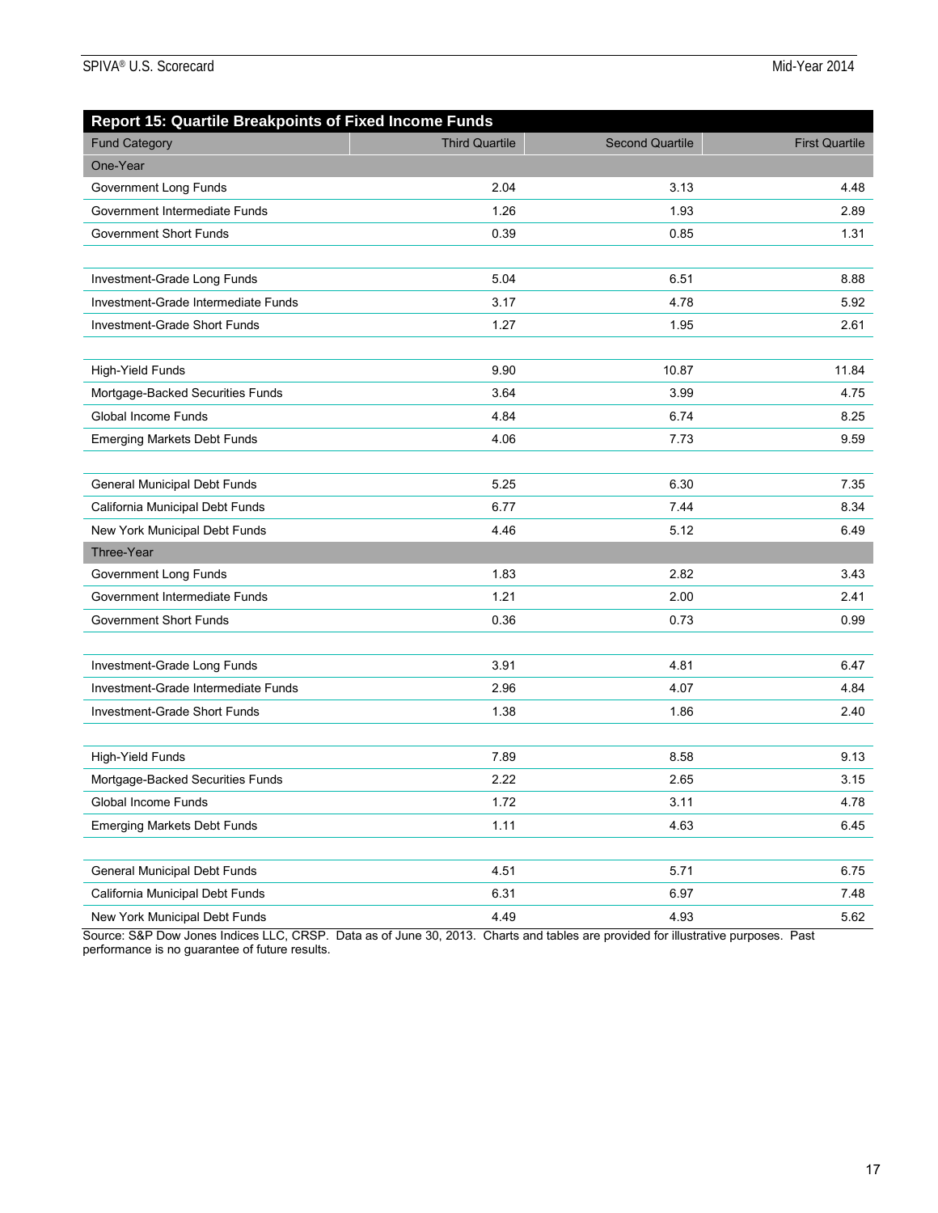## Report 15: Quartile Breakpoints of Fixed Income Funds

| Fund Category | Third Quartile | Second Quartile | First Quartile |
|---|---|---|---|
| **One-Year** | | | |
| Government Long Funds | 2.04 | 3.13 | 4.48 |
| Government Intermediate Funds | 1.26 | 1.93 | 2.89 |
| Government Short Funds | 0.39 | 0.85 | 1.31 |
| | | | |
| Investment-Grade Long Funds | 5.04 | 6.51 | 8.88 |
| Investment-Grade Intermediate Funds | 3.17 | 4.78 | 5.92 |
| Investment-Grade Short Funds | 1.27 | 1.95 | 2.61 |
| | | | |
| High-Yield Funds | 9.90 | 10.87 | 11.84 |
| Mortgage-Backed Securities Funds | 3.64 | 3.99 | 4.75 |
| Global Income Funds | 4.84 | 6.74 | 8.25 |
| Emerging Markets Debt Funds | 4.06 | 7.73 | 9.59 |
| | | | |
| General Municipal Debt Funds | 5.25 | 6.30 | 7.35 |
| California Municipal Debt Funds | 6.77 | 7.44 | 8.34 |
| New York Municipal Debt Funds | 4.46 | 5.12 | 6.49 |
| **Three-Year** | | | |
| Government Long Funds | 1.83 | 2.82 | 3.43 |
| Government Intermediate Funds | 1.21 | 2.00 | 2.41 |
| Government Short Funds | 0.36 | 0.73 | 0.99 |
| | | | |
| Investment-Grade Long Funds | 3.91 | 4.81 | 6.47 |
| Investment-Grade Intermediate Funds | 2.96 | 4.07 | 4.84 |
| Investment-Grade Short Funds | 1.38 | 1.86 | 2.40 |
| | | | |
| High-Yield Funds | 7.89 | 8.58 | 9.13 |
| Mortgage-Backed Securities Funds | 2.22 | 2.65 | 3.15 |
| Global Income Funds | 1.72 | 3.11 | 4.78 |
| Emerging Markets Debt Funds | 1.11 | 4.63 | 6.45 |
| | | | |
| General Municipal Debt Funds | 4.51 | 5.71 | 6.75 |
| California Municipal Debt Funds | 6.31 | 6.97 | 7.48 |
| New York Municipal Debt Funds | 4.49 | 4.93 | 5.62 |

Source: S&P Dow Jones Indices LLC, CRSP. Data as of June 30, 2013. Charts and tables are provided for illustrative purposes. Past performance is no guarantee of future results.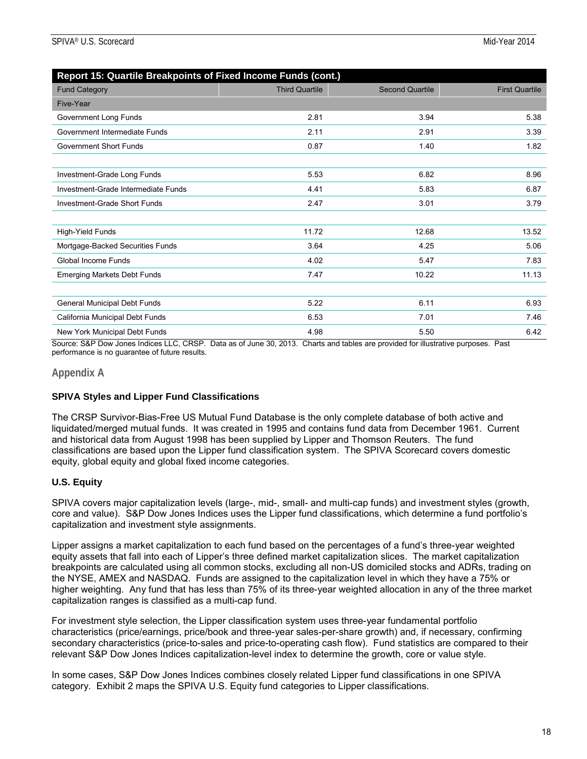| Report 15: Quartile Breakpoints of Fixed Income Funds (cont.) | | | |
|---|---|---|---|
| Fund Category | Third Quartile | Second Quartile | First Quartile |
| Five-Year | | | |
| Government Long Funds | 2.81 | 3.94 | 5.38 |
| Government Intermediate Funds | 2.11 | 2.91 | 3.39 |
| Government Short Funds | 0.87 | 1.40 | 1.82 |
| | | | |
| Investment-Grade Long Funds | 5.53 | 6.82 | 8.96 |
| Investment-Grade Intermediate Funds | 4.41 | 5.83 | 6.87 |
| Investment-Grade Short Funds | 2.47 | 3.01 | 3.79 |
| | | | |
| High-Yield Funds | 11.72 | 12.68 | 13.52 |
| Mortgage-Backed Securities Funds | 3.64 | 4.25 | 5.06 |
| Global Income Funds | 4.02 | 5.47 | 7.83 |
| Emerging Markets Debt Funds | 7.47 | 10.22 | 11.13 |
| | | | |
| General Municipal Debt Funds | 5.22 | 6.11 | 6.93 |
| California Municipal Debt Funds | 6.53 | 7.01 | 7.46 |
| New York Municipal Debt Funds | 4.98 | 5.50 | 6.42 |

Source: S&P Dow Jones Indices LLC, CRSP. Data as of June 30, 2013. Charts and tables are provided for illustrative purposes. Past performance is no guarantee of future results.

## Appendix A

### SPIVA Styles and Lipper Fund Classifications

The CRSP Survivor-Bias-Free US Mutual Fund Database is the only complete database of both active and liquidated/merged mutual funds. It was created in 1995 and contains fund data from December 1961. Current and historical data from August 1998 has been supplied by Lipper and Thomson Reuters. The fund classifications are based upon the Lipper fund classification system. The SPIVA Scorecard covers domestic equity, global equity and global fixed income categories.

### U.S. Equity

SPIVA covers major capitalization levels (large-, mid-, small- and multi-cap funds) and investment styles (growth, core and value). S&P Dow Jones Indices uses the Lipper fund classifications, which determine a fund portfolio's capitalization and investment style assignments.

Lipper assigns a market capitalization to each fund based on the percentages of a fund's three-year weighted equity assets that fall into each of Lipper's three defined market capitalization slices. The market capitalization breakpoints are calculated using all common stocks, excluding all non-US domiciled stocks and ADRs, trading on the NYSE, AMEX and NASDAQ. Funds are assigned to the capitalization level in which they have a 75% or higher weighting. Any fund that has less than 75% of its three-year weighted allocation in any of the three market capitalization ranges is classified as a multi-cap fund.

For investment style selection, the Lipper classification system uses three-year fundamental portfolio characteristics (price/earnings, price/book and three-year sales-per-share growth) and, if necessary, confirming secondary characteristics (price-to-sales and price-to-operating cash flow). Fund statistics are compared to their relevant S&P Dow Jones Indices capitalization-level index to determine the growth, core or value style.

In some cases, S&P Dow Jones Indices combines closely related Lipper fund classifications in one SPIVA category. Exhibit 2 maps the SPIVA U.S. Equity fund categories to Lipper classifications.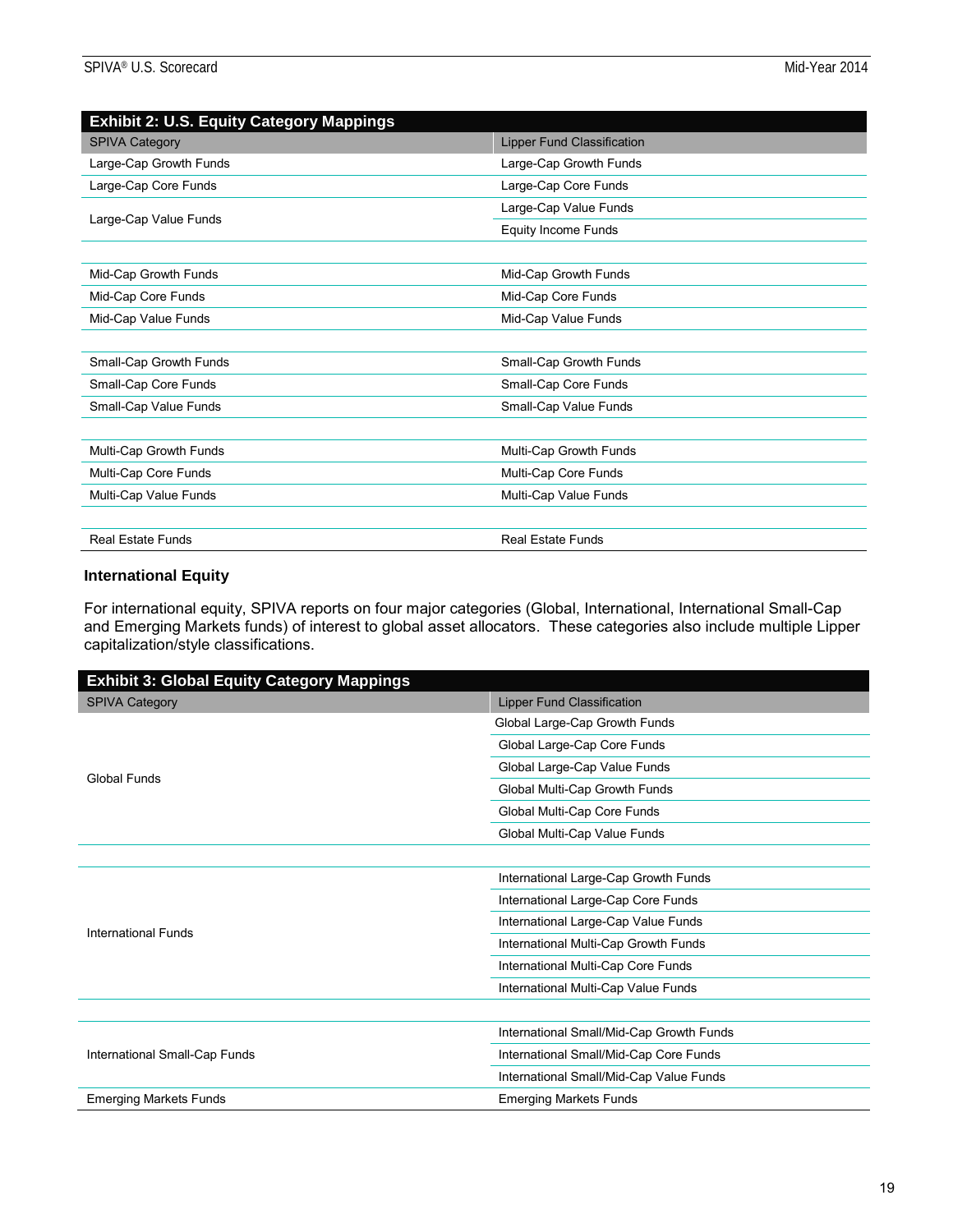**Exhibit 2: U.S. Equity Category Mappings**

| SPIVA Category | Lipper Fund Classification |
|---|---|
| Large-Cap Growth Funds | Large-Cap Growth Funds |
| Large-Cap Core Funds | Large-Cap Core Funds |
| Large-Cap Value Funds | Large-Cap Value Funds |
| | Equity Income Funds |
| | |
| Mid-Cap Growth Funds | Mid-Cap Growth Funds |
| Mid-Cap Core Funds | Mid-Cap Core Funds |
| Mid-Cap Value Funds | Mid-Cap Value Funds |
| | |
| Small-Cap Growth Funds | Small-Cap Growth Funds |
| Small-Cap Core Funds | Small-Cap Core Funds |
| Small-Cap Value Funds | Small-Cap Value Funds |
| | |
| Multi-Cap Growth Funds | Multi-Cap Growth Funds |
| Multi-Cap Core Funds | Multi-Cap Core Funds |
| Multi-Cap Value Funds | Multi-Cap Value Funds |
| | |
| Real Estate Funds | Real Estate Funds |

### International Equity

For international equity, SPIVA reports on four major categories (Global, International, International Small-Cap and Emerging Markets funds) of interest to global asset allocators. These categories also include multiple Lipper capitalization/style classifications.

**Exhibit 3: Global Equity Category Mappings**

| SPIVA Category | Lipper Fund Classification |
|---|---|
| Global Funds | Global Large-Cap Growth Funds |
| | Global Large-Cap Core Funds |
| | Global Large-Cap Value Funds |
| | Global Multi-Cap Growth Funds |
| | Global Multi-Cap Core Funds |
| | Global Multi-Cap Value Funds |
| | |
| International Funds | International Large-Cap Growth Funds |
| | International Large-Cap Core Funds |
| | International Large-Cap Value Funds |
| | International Multi-Cap Growth Funds |
| | International Multi-Cap Core Funds |
| | International Multi-Cap Value Funds |
| | |
| International Small-Cap Funds | International Small/Mid-Cap Growth Funds |
| | International Small/Mid-Cap Core Funds |
| | International Small/Mid-Cap Value Funds |
| Emerging Markets Funds | Emerging Markets Funds |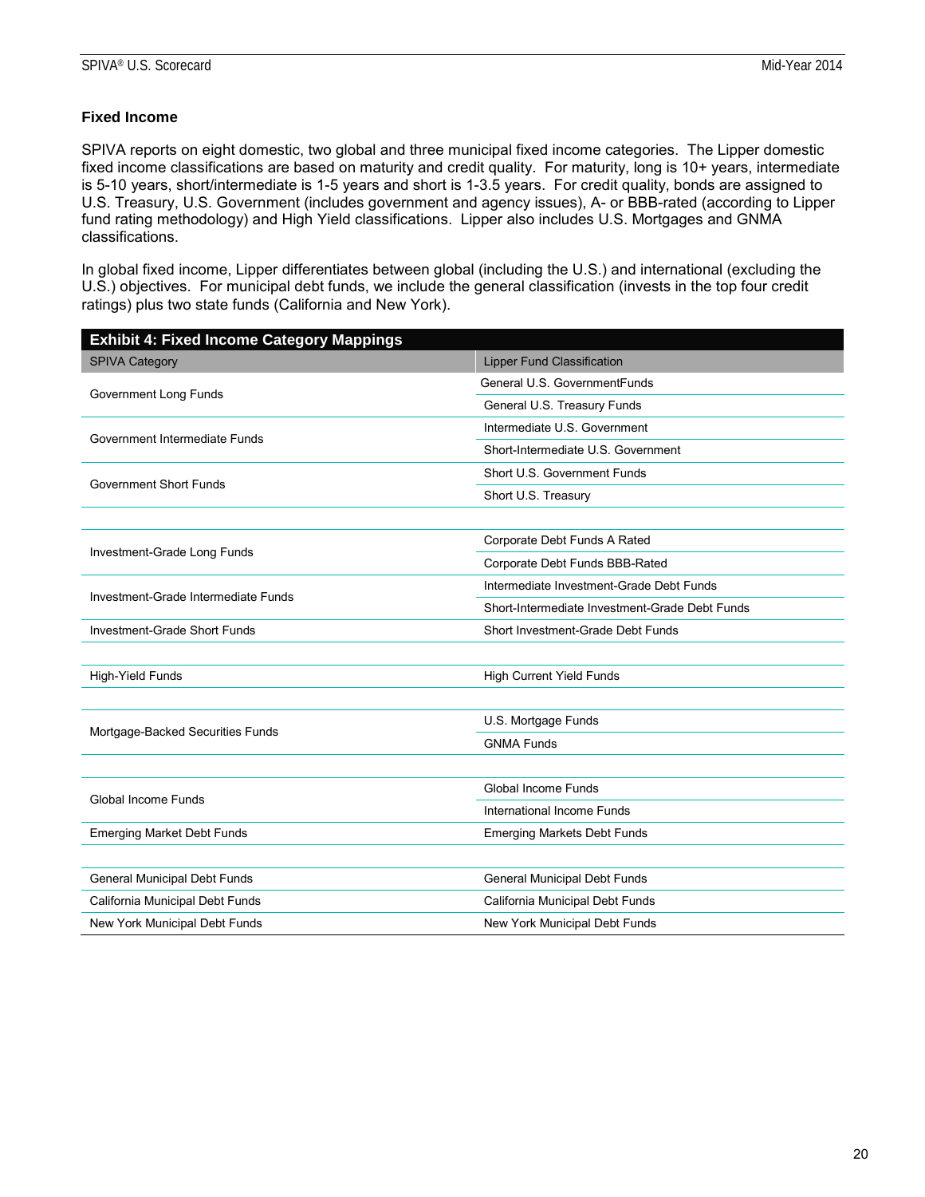### Fixed Income

SPIVA reports on eight domestic, two global and three municipal fixed income categories. The Lipper domestic fixed income classifications are based on maturity and credit quality. For maturity, long is 10+ years, intermediate is 5-10 years, short/intermediate is 1-5 years and short is 1-3.5 years. For credit quality, bonds are assigned to U.S. Treasury, U.S. Government (includes government and agency issues), A- or BBB-rated (according to Lipper fund rating methodology) and High Yield classifications. Lipper also includes U.S. Mortgages and GNMA classifications.

In global fixed income, Lipper differentiates between global (including the U.S.) and international (excluding the U.S.) objectives. For municipal debt funds, we include the general classification (invests in the top four credit ratings) plus two state funds (California and New York).

**Exhibit 4: Fixed Income Category Mappings**

| SPIVA Category | Lipper Fund Classification |
|---|---|
| Government Long Funds | General U.S. GovernmentFunds |
| | General U.S. Treasury Funds |
| Government Intermediate Funds | Intermediate U.S. Government |
| | Short-Intermediate U.S. Government |
| Government Short Funds | Short U.S. Government Funds |
| | Short U.S. Treasury |
| | |
| Investment-Grade Long Funds | Corporate Debt Funds A Rated |
| | Corporate Debt Funds BBB-Rated |
| Investment-Grade Intermediate Funds | Intermediate Investment-Grade Debt Funds |
| | Short-Intermediate Investment-Grade Debt Funds |
| Investment-Grade Short Funds | Short Investment-Grade Debt Funds |
| | |
| High-Yield Funds | High Current Yield Funds |
| | |
| Mortgage-Backed Securities Funds | U.S. Mortgage Funds |
| | GNMA Funds |
| | |
| Global Income Funds | Global Income Funds |
| | International Income Funds |
| Emerging Market Debt Funds | Emerging Markets Debt Funds |
| | |
| General Municipal Debt Funds | General Municipal Debt Funds |
| California Municipal Debt Funds | California Municipal Debt Funds |
| New York Municipal Debt Funds | New York Municipal Debt Funds |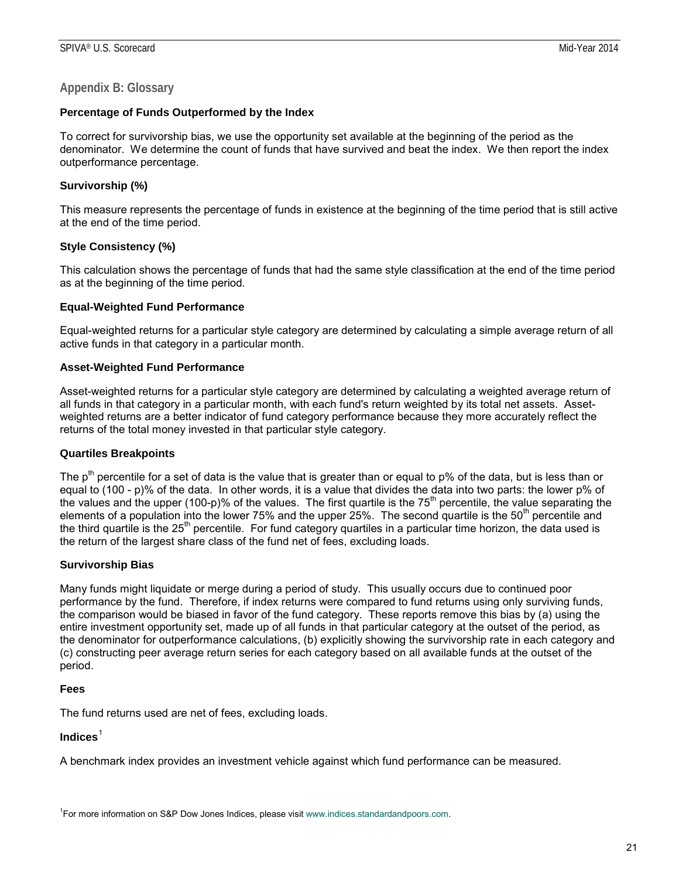## Appendix B: Glossary

### Percentage of Funds Outperformed by the Index

To correct for survivorship bias, we use the opportunity set available at the beginning of the period as the denominator. We determine the count of funds that have survived and beat the index. We then report the index outperformance percentage.

### Survivorship (%)

This measure represents the percentage of funds in existence at the beginning of the time period that is still active at the end of the time period.

### Style Consistency (%)

This calculation shows the percentage of funds that had the same style classification at the end of the time period as at the beginning of the time period.

### Equal-Weighted Fund Performance

Equal-weighted returns for a particular style category are determined by calculating a simple average return of all active funds in that category in a particular month.

### Asset-Weighted Fund Performance

Asset-weighted returns for a particular style category are determined by calculating a weighted average return of all funds in that category in a particular month, with each fund's return weighted by its total net assets. Asset-weighted returns are a better indicator of fund category performance because they more accurately reflect the returns of the total money invested in that particular style category.

### Quartiles Breakpoints

The $p^{th}$ percentile for a set of data is the value that is greater than or equal to p% of the data, but is less than or equal to (100 - p)% of the data. In other words, it is a value that divides the data into two parts: the lower p% of the values and the upper (100-p)% of the values. The first quartile is the $75^{th}$ percentile, the value separating the elements of a population into the lower 75% and the upper 25%. The second quartile is the $50^{th}$ percentile and the third quartile is the $25^{th}$ percentile. For fund category quartiles in a particular time horizon, the data used is the return of the largest share class of the fund net of fees, excluding loads.

### Survivorship Bias

Many funds might liquidate or merge during a period of study. This usually occurs due to continued poor performance by the fund. Therefore, if index returns were compared to fund returns using only surviving funds, the comparison would be biased in favor of the fund category. These reports remove this bias by (a) using the entire investment opportunity set, made up of all funds in that particular category at the outset of the period, as the denominator for outperformance calculations, (b) explicitly showing the survivorship rate in each category and (c) constructing peer average return series for each category based on all available funds at the outset of the period.

### Fees

The fund returns used are net of fees, excluding loads.

### Indices[1]

A benchmark index provides an investment vehicle against which fund performance can be measured.

[1] For more information on S&P Dow Jones Indices, please visit www.indices.standardandpoors.com.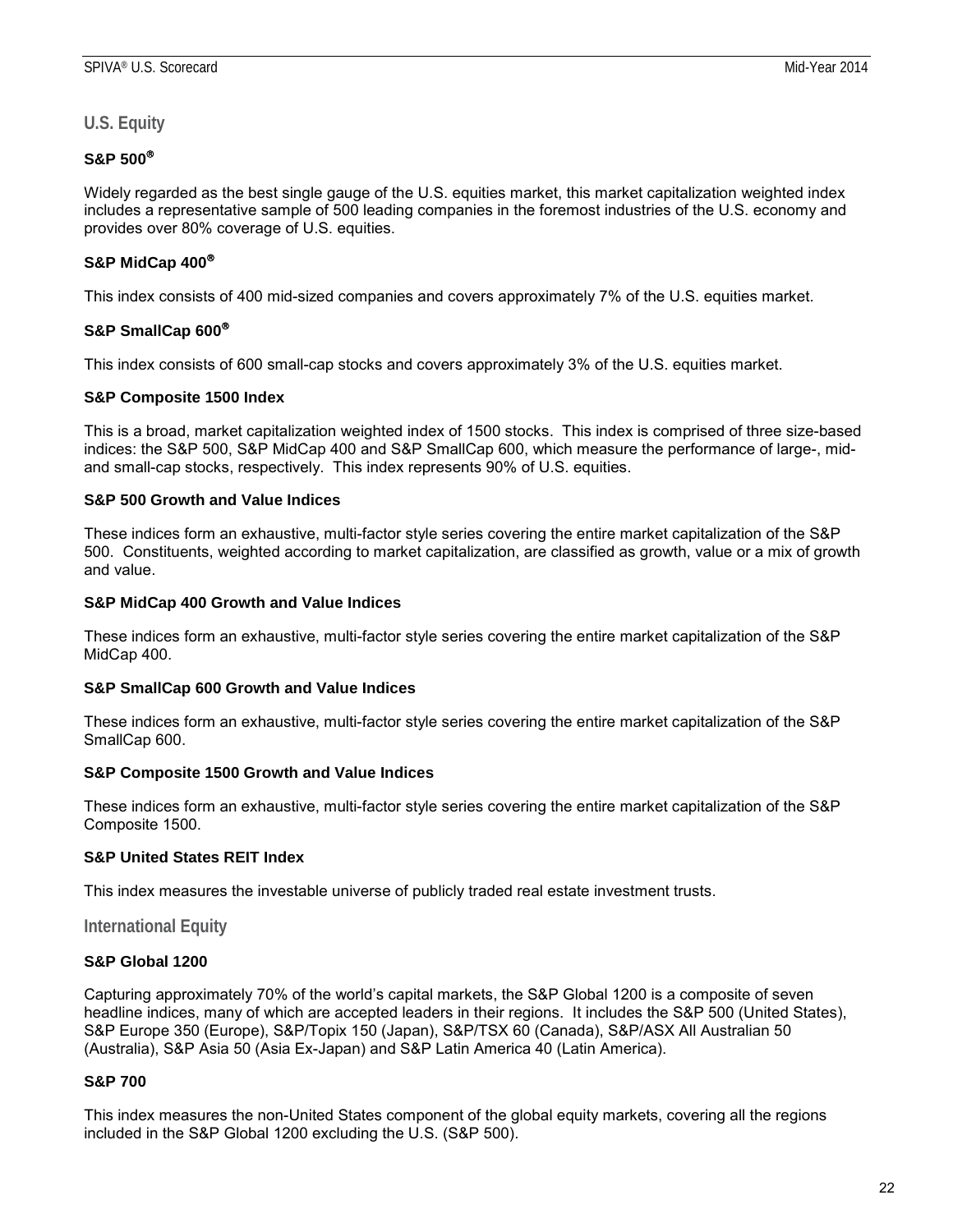## U.S. Equity

### S&P 500®

Widely regarded as the best single gauge of the U.S. equities market, this market capitalization weighted index includes a representative sample of 500 leading companies in the foremost industries of the U.S. economy and provides over 80% coverage of U.S. equities.

### S&P MidCap 400®

This index consists of 400 mid-sized companies and covers approximately 7% of the U.S. equities market.

### S&P SmallCap 600®

This index consists of 600 small-cap stocks and covers approximately 3% of the U.S. equities market.

### S&P Composite 1500 Index

This is a broad, market capitalization weighted index of 1500 stocks. This index is comprised of three size-based indices: the S&P 500, S&P MidCap 400 and S&P SmallCap 600, which measure the performance of large-, mid- and small-cap stocks, respectively. This index represents 90% of U.S. equities.

### S&P 500 Growth and Value Indices

These indices form an exhaustive, multi-factor style series covering the entire market capitalization of the S&P 500. Constituents, weighted according to market capitalization, are classified as growth, value or a mix of growth and value.

### S&P MidCap 400 Growth and Value Indices

These indices form an exhaustive, multi-factor style series covering the entire market capitalization of the S&P MidCap 400.

### S&P SmallCap 600 Growth and Value Indices

These indices form an exhaustive, multi-factor style series covering the entire market capitalization of the S&P SmallCap 600.

### S&P Composite 1500 Growth and Value Indices

These indices form an exhaustive, multi-factor style series covering the entire market capitalization of the S&P Composite 1500.

### S&P United States REIT Index

This index measures the investable universe of publicly traded real estate investment trusts.

## International Equity

### S&P Global 1200

Capturing approximately 70% of the world's capital markets, the S&P Global 1200 is a composite of seven headline indices, many of which are accepted leaders in their regions. It includes the S&P 500 (United States), S&P Europe 350 (Europe), S&P/Topix 150 (Japan), S&P/TSX 60 (Canada), S&P/ASX All Australian 50 (Australia), S&P Asia 50 (Asia Ex-Japan) and S&P Latin America 40 (Latin America).

### S&P 700

This index measures the non-United States component of the global equity markets, covering all the regions included in the S&P Global 1200 excluding the U.S. (S&P 500).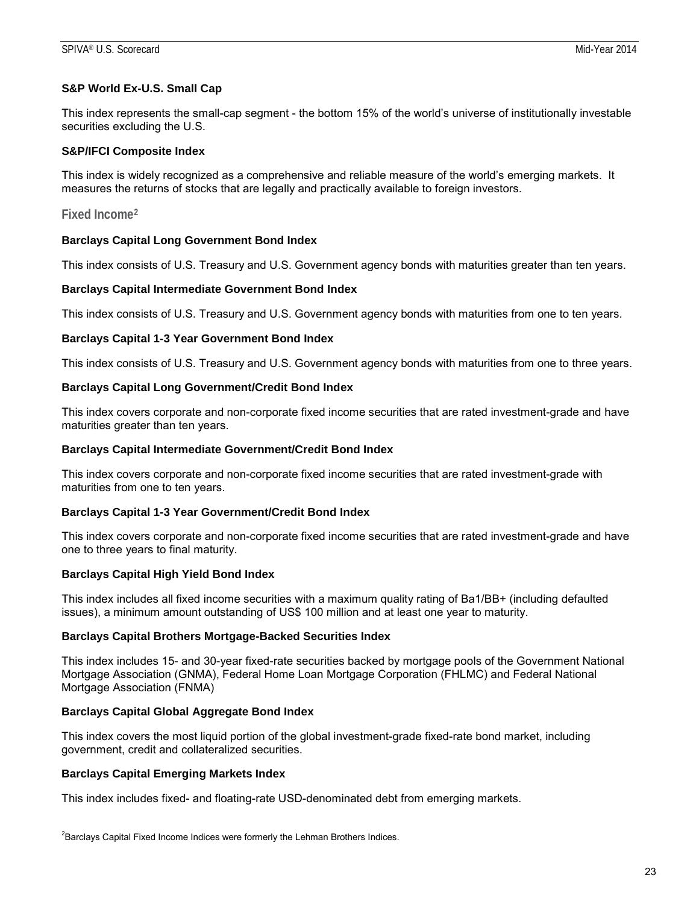**S&P World Ex-U.S. Small Cap**

This index represents the small-cap segment - the bottom 15% of the world's universe of institutionally investable securities excluding the U.S.

**S&P/IFCI Composite Index**

This index is widely recognized as a comprehensive and reliable measure of the world's emerging markets. It measures the returns of stocks that are legally and practically available to foreign investors.

## Fixed Income[2]

**Barclays Capital Long Government Bond Index**

This index consists of U.S. Treasury and U.S. Government agency bonds with maturities greater than ten years.

**Barclays Capital Intermediate Government Bond Index**

This index consists of U.S. Treasury and U.S. Government agency bonds with maturities from one to ten years.

**Barclays Capital 1-3 Year Government Bond Index**

This index consists of U.S. Treasury and U.S. Government agency bonds with maturities from one to three years.

**Barclays Capital Long Government/Credit Bond Index**

This index covers corporate and non-corporate fixed income securities that are rated investment-grade and have maturities greater than ten years.

**Barclays Capital Intermediate Government/Credit Bond Index**

This index covers corporate and non-corporate fixed income securities that are rated investment-grade with maturities from one to ten years.

**Barclays Capital 1-3 Year Government/Credit Bond Index**

This index covers corporate and non-corporate fixed income securities that are rated investment-grade and have one to three years to final maturity.

**Barclays Capital High Yield Bond Index**

This index includes all fixed income securities with a maximum quality rating of Ba1/BB+ (including defaulted issues), a minimum amount outstanding of US$ 100 million and at least one year to maturity.

**Barclays Capital Brothers Mortgage-Backed Securities Index**

This index includes 15- and 30-year fixed-rate securities backed by mortgage pools of the Government National Mortgage Association (GNMA), Federal Home Loan Mortgage Corporation (FHLMC) and Federal National Mortgage Association (FNMA)

**Barclays Capital Global Aggregate Bond Index**

This index covers the most liquid portion of the global investment-grade fixed-rate bond market, including government, credit and collateralized securities.

**Barclays Capital Emerging Markets Index**

This index includes fixed- and floating-rate USD-denominated debt from emerging markets.

[2]Barclays Capital Fixed Income Indices were formerly the Lehman Brothers Indices.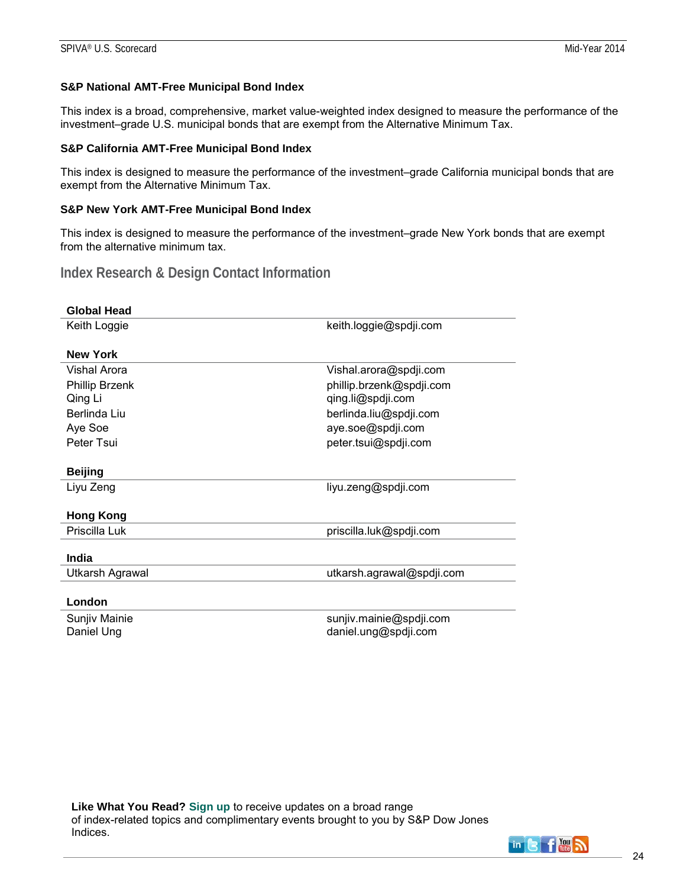### S&P National AMT-Free Municipal Bond Index

This index is a broad, comprehensive, market value-weighted index designed to measure the performance of the investment–grade U.S. municipal bonds that are exempt from the Alternative Minimum Tax.

### S&P California AMT-Free Municipal Bond Index

This index is designed to measure the performance of the investment–grade California municipal bonds that are exempt from the Alternative Minimum Tax.

### S&P New York AMT-Free Municipal Bond Index

This index is designed to measure the performance of the investment–grade New York bonds that are exempt from the alternative minimum tax.

## Index Research & Design Contact Information

| **Global Head** | |
|---|---|
| Keith Loggie | keith.loggie@spdji.com |
| **New York** | |
| Vishal Arora | Vishal.arora@spdji.com |
| Phillip Brzenk | phillip.brzenk@spdji.com |
| Qing Li | qing.li@spdji.com |
| Berlinda Liu | berlinda.liu@spdji.com |
| Aye Soe | aye.soe@spdji.com |
| Peter Tsui | peter.tsui@spdji.com |
| **Beijing** | |
| Liyu Zeng | liyu.zeng@spdji.com |
| **Hong Kong** | |
| Priscilla Luk | priscilla.luk@spdji.com |
| **India** | |
| Utkarsh Agrawal | utkarsh.agrawal@spdji.com |
| **London** | |
| Sunjiv Mainie | sunjiv.mainie@spdji.com |
| Daniel Ung | daniel.ung@spdji.com |

**Like What You Read?** **Sign up** to receive updates on a broad range of index-related topics and complimentary events brought to you by S&P Dow Jones Indices.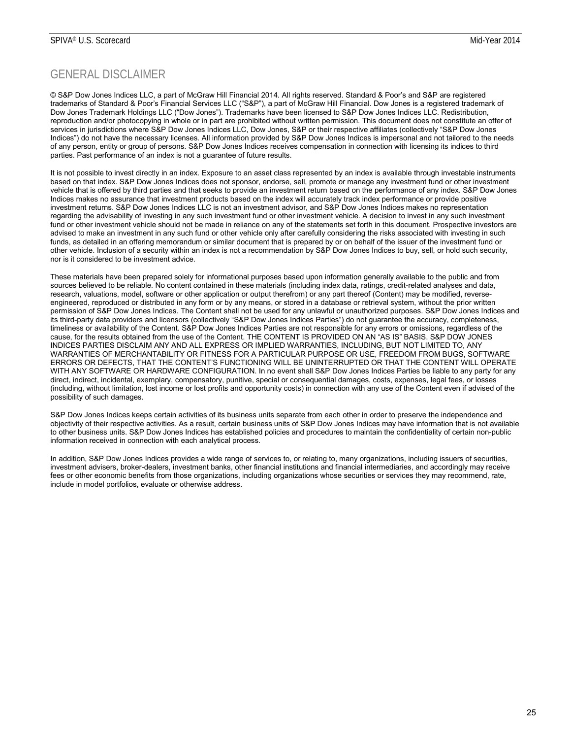# GENERAL DISCLAIMER

© S&P Dow Jones Indices LLC, a part of McGraw Hill Financial 2014. All rights reserved. Standard & Poor's and S&P are registered trademarks of Standard & Poor's Financial Services LLC ("S&P"), a part of McGraw Hill Financial. Dow Jones is a registered trademark of Dow Jones Trademark Holdings LLC ("Dow Jones"). Trademarks have been licensed to S&P Dow Jones Indices LLC. Redistribution, reproduction and/or photocopying in whole or in part are prohibited without written permission. This document does not constitute an offer of services in jurisdictions where S&P Dow Jones Indices LLC, Dow Jones, S&P or their respective affiliates (collectively "S&P Dow Jones Indices") do not have the necessary licenses. All information provided by S&P Dow Jones Indices is impersonal and not tailored to the needs of any person, entity or group of persons. S&P Dow Jones Indices receives compensation in connection with licensing its indices to third parties. Past performance of an index is not a guarantee of future results.

It is not possible to invest directly in an index. Exposure to an asset class represented by an index is available through investable instruments based on that index. S&P Dow Jones Indices does not sponsor, endorse, sell, promote or manage any investment fund or other investment vehicle that is offered by third parties and that seeks to provide an investment return based on the performance of any index. S&P Dow Jones Indices makes no assurance that investment products based on the index will accurately track index performance or provide positive investment returns. S&P Dow Jones Indices LLC is not an investment advisor, and S&P Dow Jones Indices makes no representation regarding the advisability of investing in any such investment fund or other investment vehicle. A decision to invest in any such investment fund or other investment vehicle should not be made in reliance on any of the statements set forth in this document. Prospective investors are advised to make an investment in any such fund or other vehicle only after carefully considering the risks associated with investing in such funds, as detailed in an offering memorandum or similar document that is prepared by or on behalf of the issuer of the investment fund or other vehicle. Inclusion of a security within an index is not a recommendation by S&P Dow Jones Indices to buy, sell, or hold such security, nor is it considered to be investment advice.

These materials have been prepared solely for informational purposes based upon information generally available to the public and from sources believed to be reliable. No content contained in these materials (including index data, ratings, credit-related analyses and data, research, valuations, model, software or other application or output therefrom) or any part thereof (Content) may be modified, reverse-engineered, reproduced or distributed in any form or by any means, or stored in a database or retrieval system, without the prior written permission of S&P Dow Jones Indices. The Content shall not be used for any unlawful or unauthorized purposes. S&P Dow Jones Indices and its third-party data providers and licensors (collectively "S&P Dow Jones Indices Parties") do not guarantee the accuracy, completeness, timeliness or availability of the Content. S&P Dow Jones Indices Parties are not responsible for any errors or omissions, regardless of the cause, for the results obtained from the use of the Content. THE CONTENT IS PROVIDED ON AN "AS IS" BASIS. S&P DOW JONES INDICES PARTIES DISCLAIM ANY AND ALL EXPRESS OR IMPLIED WARRANTIES, INCLUDING, BUT NOT LIMITED TO, ANY WARRANTIES OF MERCHANTABILITY OR FITNESS FOR A PARTICULAR PURPOSE OR USE, FREEDOM FROM BUGS, SOFTWARE ERRORS OR DEFECTS, THAT THE CONTENT'S FUNCTIONING WILL BE UNINTERRUPTED OR THAT THE CONTENT WILL OPERATE WITH ANY SOFTWARE OR HARDWARE CONFIGURATION. In no event shall S&P Dow Jones Indices Parties be liable to any party for any direct, indirect, incidental, exemplary, compensatory, punitive, special or consequential damages, costs, expenses, legal fees, or losses (including, without limitation, lost income or lost profits and opportunity costs) in connection with any use of the Content even if advised of the possibility of such damages.

S&P Dow Jones Indices keeps certain activities of its business units separate from each other in order to preserve the independence and objectivity of their respective activities. As a result, certain business units of S&P Dow Jones Indices may have information that is not available to other business units. S&P Dow Jones Indices has established policies and procedures to maintain the confidentiality of certain non-public information received in connection with each analytical process.

In addition, S&P Dow Jones Indices provides a wide range of services to, or relating to, many organizations, including issuers of securities, investment advisers, broker-dealers, investment banks, other financial institutions and financial intermediaries, and accordingly may receive fees or other economic benefits from those organizations, including organizations whose securities or services they may recommend, rate, include in model portfolios, evaluate or otherwise address.